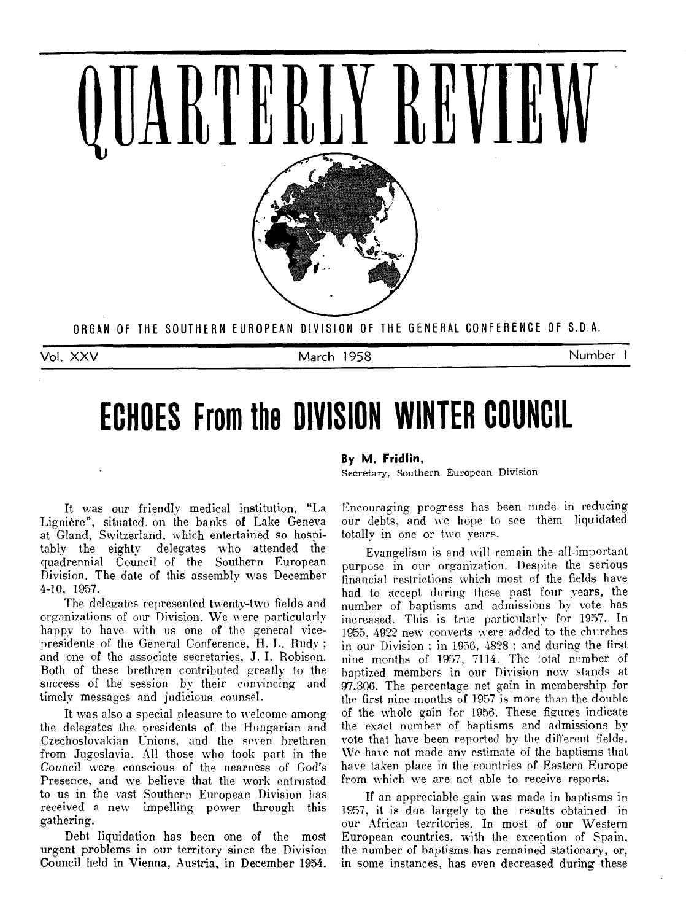# QUARTERLY REVIEW

ORGAN OF THE SOUTHERN EUROPEAN DIVISION OF THE GENERAL CONFERENCE OF S.D.A.

Vol. XXV — March 1958 — Number 1

## ECHOES From the DIVISION WINTER COUNCIL

**By M. Fridlin,**
Secretary, Southern European Division

It was our friendly medical institution, "La Lignière", situated on the banks of Lake Geneva at Gland, Switzerland, which entertained so hospitably the eighty delegates who attended the quadrennial Council of the Southern European Division. The date of this assembly was December 4-10, 1957.

The delegates represented twenty-two fields and organizations of our Division. We were particularly happy to have with us one of the general vice-presidents of the General Conference, H. L. Rudy; and one of the associate secretaries, J. I. Robison. Both of these brethren contributed greatly to the success of the session by their convincing and timely messages and judicious counsel.

It was also a special pleasure to welcome among the delegates the presidents of the Hungarian and Czechoslovakian Unions, and the seven brethren from Jugoslavia. All those who took part in the Council were conscious of the nearness of God's Presence, and we believe that the work entrusted to us in the vast Southern European Division has received a new impelling power through this gathering.

Debt liquidation has been one of the most urgent problems in our territory since the Division Council held in Vienna, Austria, in December 1954. Encouraging progress has been made in reducing our debts, and we hope to see them liquidated totally in one or two years.

Evangelism is and will remain the all-important purpose in our organization. Despite the serious financial restrictions which most of the fields have had to accept during these past four years, the number of baptisms and admissions by vote has increased. This is true particularly for 1957. In 1955, 4922 new converts were added to the churches in our Division; in 1956, 4828; and during the first nine months of 1957, 7114. The total number of baptized members in our Division now stands at 97,306. The percentage net gain in membership for the first nine months of 1957 is more than the double of the whole gain for 1956. These figures indicate the exact number of baptisms and admissions by vote that have been reported by the different fields. We have not made any estimate of the baptisms that have taken place in the countries of Eastern Europe from which we are not able to receive reports.

If an appreciable gain was made in baptisms in 1957, it is due largely to the results obtained in our African territories. In most of our Western European countries, with the exception of Spain, the number of baptisms has remained stationary, or, in some instances, has even decreased during these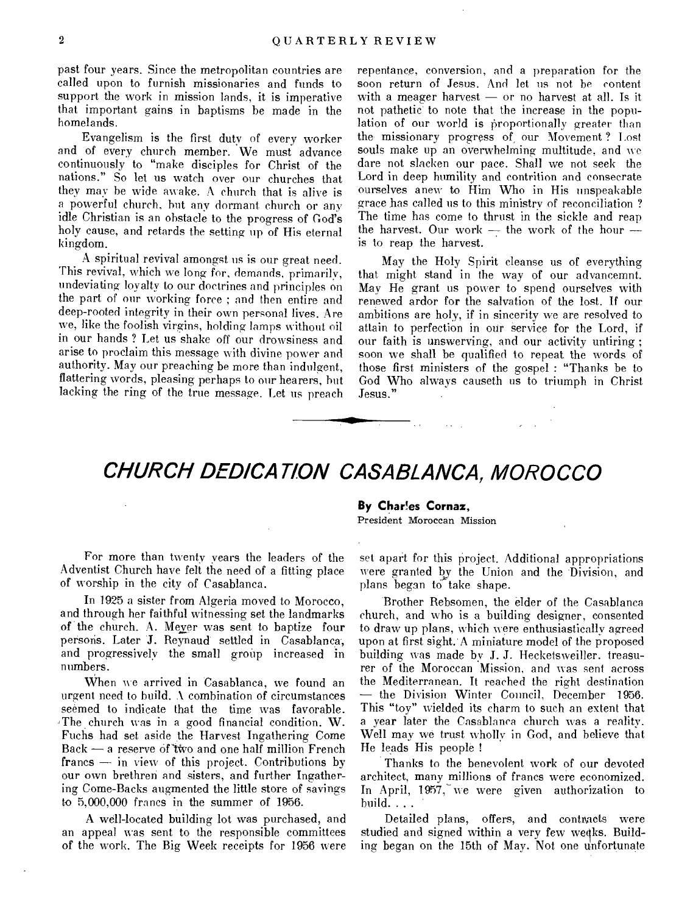past four years. Since the metropolitan countries are called upon to furnish missionaries and funds to support the work in mission lands, it is imperative that important gains in baptisms be made in the homelands.

Evangelism is the first duty of every worker and of every church member. We must advance continuously to "make disciples for Christ of the nations." So let us watch over our churches that they may be wide awake. A church that is alive is a powerful church, but any dormant church or any idle Christian is an obstacle to the progress of God's holy cause, and retards the setting up of His eternal kingdom.

A spiritual revival amongst us is our great need. This revival, which we long for, demands, primarily, undeviating loyalty to our doctrines and principles on the part of our working force ; and then entire and deep-rooted integrity in their own personal lives. Are we, like the foolish virgins, holding lamps without oil in our hands ? Let us shake off our drowsiness and arise to proclaim this message with divine power and authority. May our preaching be more than indulgent, flattering words, pleasing perhaps to our hearers, but lacking the ring of the true message. Let us preach repentance, conversion, and a preparation for the soon return of Jesus. And let us not be content with a meager harvest — or no harvest at all. Is it not pathetic to note that the increase in the population of our world is proportionally greater than the missionary progress of our Movement ? Lost souls make up an overwhelming multitude, and we dare not slacken our pace. Shall we not seek the Lord in deep humility and contrition and consecrate ourselves anew to Him Who in His unspeakable grace has called us to this ministry of reconciliation ? The time has come to thrust in the sickle and reap the harvest. Our work — the work of the hour — is to reap the harvest.

May the Holy Spirit cleanse us of everything that might stand in the way of our advancemnt. May He grant us power to spend ourselves with renewed ardor for the salvation of the lost. If our ambitions are holy, if in sincerity we are resolved to attain to perfection in our service for the Lord, if our faith is unswerving, and our activity untiring ; soon we shall be qualified to repeat the words of those first ministers of the gospel : "Thanks be to God Who always causeth us to triumph in Christ Jesus."

# *CHURCH DEDICATION CASABLANCA, MOROCCO*

**By Charles Cornaz,**
President Moroccan Mission

For more than twenty years the leaders of the Adventist Church have felt the need of a fitting place of worship in the city of Casablanca.

In 1925 a sister from Algeria moved to Morocco, and through her faithful witnessing set the landmarks of the church. A. Meyer was sent to baptize four persons. Later J. Reynaud settled in Casablanca, and progressively the small group increased in numbers.

When we arrived in Casablanca, we found an urgent need to build. A combination of circumstances seemed to indicate that the time was favorable. The church was in a good financial condition. W. Fuchs had set aside the Harvest Ingathering Come Back — a reserve of two and one half million French francs — in view of this project. Contributions by our own brethren and sisters, and further Ingathering Come-Backs augmented the little store of savings to 5,000,000 francs in the summer of 1956.

A well-located building lot was purchased, and an appeal was sent to the responsible committees of the work. The Big Week receipts for 1956 were set apart for this project. Additional appropriations were granted by the Union and the Division, and plans began to take shape.

Brother Rebsomen, the elder of the Casablanca church, and who is a building designer, consented to draw up plans, which were enthusiastically agreed upon at first sight. A miniature model of the proposed building was made by J. J. Hecketsweiller, treasurer of the Moroccan Mission, and was sent across the Mediterranean. It reached the right destination — the Division Winter Council, December 1956. This "toy" wielded its charm to such an extent that a year later the Casablanca church was a reality. Well may we trust wholly in God, and believe that He leads His people !

Thanks to the benevolent work of our devoted architect, many millions of francs were economized. In April, 1957, we were given authorization to build. . . .

Detailed plans, offers, and contracts were studied and signed within a very few weeks. Building began on the 15th of May. Not one unfortunate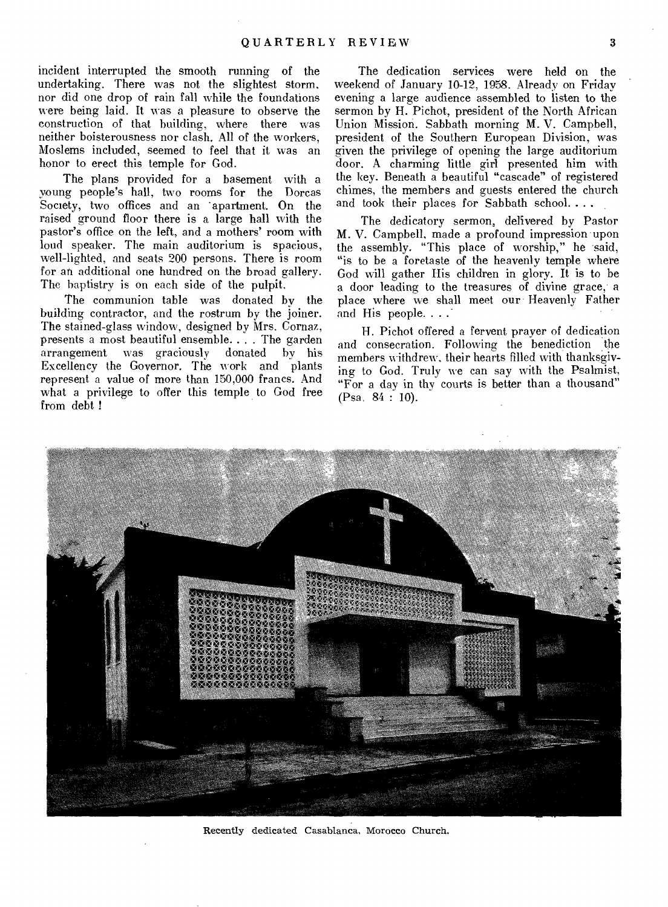incident interrupted the smooth running of the undertaking. There was not the slightest storm, nor did one drop of rain fall while the foundations were being laid. It was a pleasure to observe the construction of that building, where there was neither boisterousness nor clash. All of the workers, Moslems included, seemed to feel that it was an honor to erect this temple for God.

The plans provided for a basement with a young people's hall, two rooms for the Dorcas Society, two offices and an apartment. On the raised ground floor there is a large hall with the pastor's office on the left, and a mothers' room with loud speaker. The main auditorium is spacious, well-lighted, and seats 200 persons. There is room for an additional one hundred on the broad gallery. The baptistry is on each side of the pulpit.

The communion table was donated by the building contractor, and the rostrum by the joiner. The stained-glass window, designed by Mrs. Cornaz, presents a most beautiful ensemble. . . . The garden arrangement was graciously donated by his Excellency the Governor. The work and plants represent a value of more than 150,000 francs. And what a privilege to offer this temple to God free from debt !

The dedication services were held on the weekend of January 10-12, 1958. Already on Friday evening a large audience assembled to listen to the sermon by H. Pichot, president of the North African Union Mission. Sabbath morning M. V. Campbell, president of the Southern European Division, was given the privilege of opening the large auditorium door. A charming little girl presented him with the key. Beneath a beautiful "cascade" of registered chimes, the members and guests entered the church and took their places for Sabbath school. . . .

The dedicatory sermon, delivered by Pastor M. V. Campbell, made a profound impression upon the assembly. "This place of worship," he said, "is to be a foretaste of the heavenly temple where God will gather His children in glory. It is to be a door leading to the treasures of divine grace, a place where we shall meet our Heavenly Father and His people. . . ."

H. Pichot offered a fervent prayer of dedication and consecration. Following the benediction the members withdrew, their hearts filled with thanksgiving to God. Truly we can say with the Psalmist, "For a day in thy courts is better than a thousand" (Psa. 84 : 10).

Recently dedicated Casablanca, Morocco Church.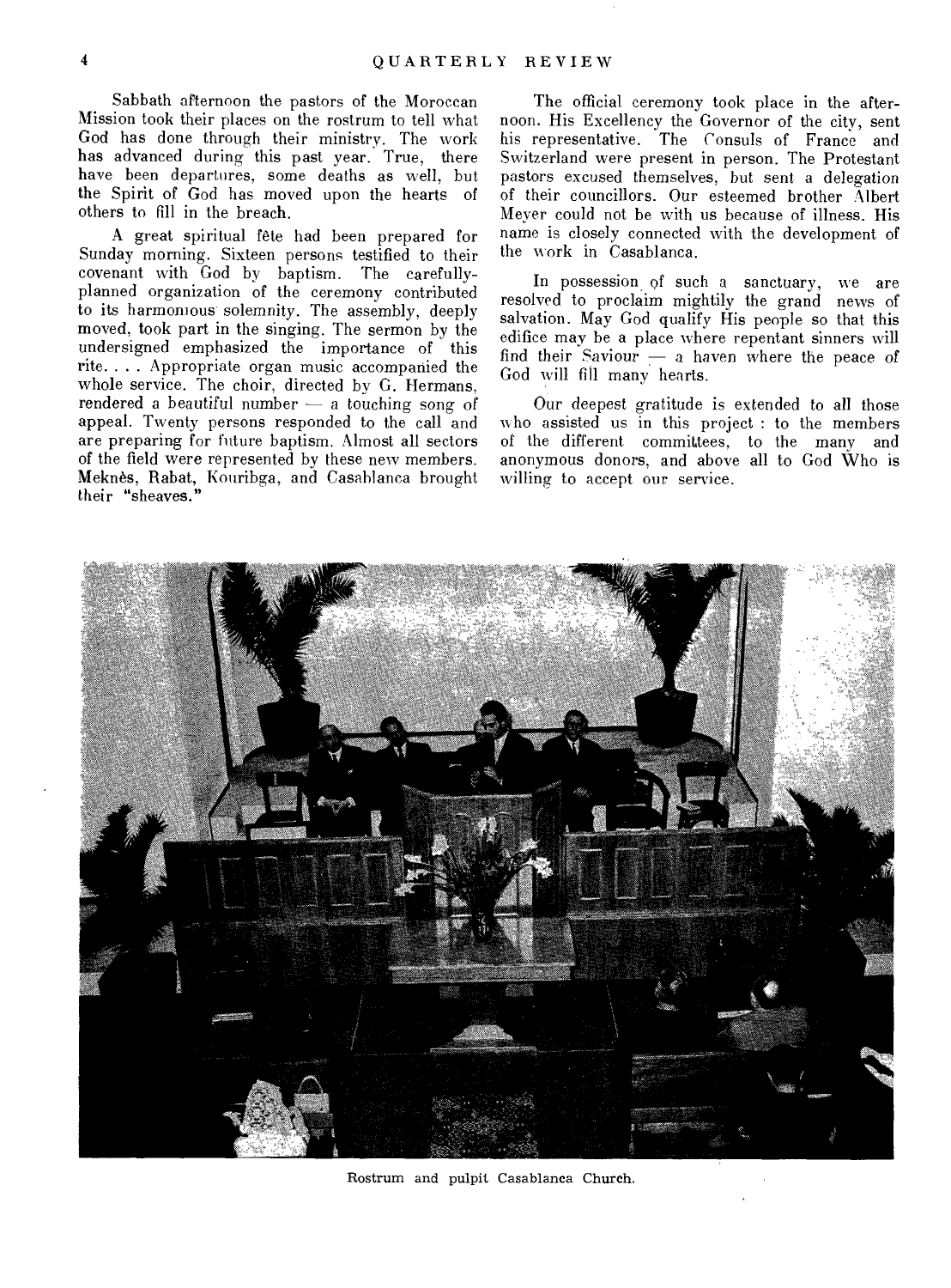Sabbath afternoon the pastors of the Moroccan Mission took their places on the rostrum to tell what God has done through their ministry. The work has advanced during this past year. True, there have been departures, some deaths as well, but the Spirit of God has moved upon the hearts of others to fill in the breach.

A great spiritual fête had been prepared for Sunday morning. Sixteen persons testified to their covenant with God by baptism. The carefully-planned organization of the ceremony contributed to its harmonious solemnity. The assembly, deeply moved, took part in the singing. The sermon by the undersigned emphasized the importance of this rite. . . . Appropriate organ music accompanied the whole service. The choir, directed by G. Hermans, rendered a beautiful number — a touching song of appeal. Twenty persons responded to the call and are preparing for future baptism. Almost all sectors of the field were represented by these new members. Meknès, Rabat, Kouribga, and Casablanca brought their "sheaves."

The official ceremony took place in the afternoon. His Excellency the Governor of the city, sent his representative. The Consuls of France and Switzerland were present in person. The Protestant pastors excused themselves, but sent a delegation of their councillors. Our esteemed brother Albert Meyer could not be with us because of illness. His name is closely connected with the development of the work in Casablanca.

In possession of such a sanctuary, we are resolved to proclaim mightily the grand news of salvation. May God qualify His people so that this edifice may be a place where repentant sinners will find their Saviour — a haven where the peace of God will fill many hearts.

Our deepest gratitude is extended to all those who assisted us in this project : to the members of the different committees, to the many and anonymous donors, and above all to God Who is willing to accept our service.

Rostrum and pulpit Casablanca Church.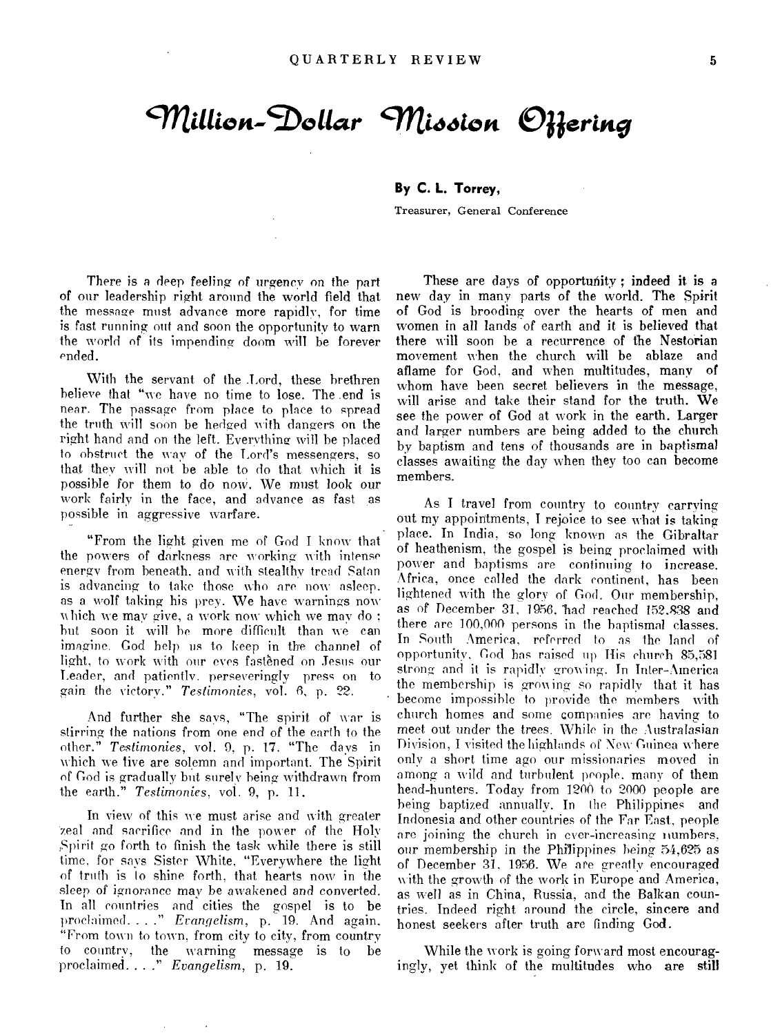# Million-Dollar Mission Offering

**By C. L. Torrey,**

Treasurer, General Conference

There is a deep feeling of urgency on the part of our leadership right around the world field that the message must advance more rapidly, for time is fast running out and soon the opportunity to warn the world of its impending doom will be forever ended.

With the servant of the Lord, these brethren believe that "we have no time to lose. The end is near. The passage from place to place to spread the truth will soon be hedged with dangers on the right hand and on the left. Everything will be placed to obstruct the way of the Lord's messengers, so that they will not be able to do that which it is possible for them to do now. We must look our work fairly in the face, and advance as fast as possible in aggressive warfare.

"From the light given me of God I know that the powers of darkness are working with intense energy from beneath, and with stealthy tread Satan is advancing to take those who are now asleep, as a wolf taking his prey. We have warnings now which we may give, a work now which we may do; but soon it will be more difficult than we can imagine. God help us to keep in the channel of light, to work with our eyes fastened on Jesus our Leader, and patiently, perseveringly press on to gain the victory." *Testimonies*, vol. 6, p. 22.

And further she says, "The spirit of war is stirring the nations from one end of the earth to the other." *Testimonies*, vol. 9, p. 17. "The days in which we live are solemn and important. The Spirit of God is gradually but surely being withdrawn from the earth." *Testimonies*, vol. 9, p. 11.

In view of this we must arise and with greater zeal and sacrifice and in the power of the Holy Spirit go forth to finish the task while there is still time, for says Sister White, "Everywhere the light of truth is to shine forth, that hearts now in the sleep of ignorance may be awakened and converted. In all countries and cities the gospel is to be proclaimed. . . ." *Evangelism*, p. 19. And again, "From town to town, from city to city, from country to country, the warning message is to be proclaimed. . . ." *Evangelism*, p. 19.

These are days of opportunity; indeed it is a new day in many parts of the world. The Spirit of God is brooding over the hearts of men and women in all lands of earth and it is believed that there will soon be a recurrence of the Nestorian movement when the church will be ablaze and aflame for God, and when multitudes, many of whom have been secret believers in the message, will arise and take their stand for the truth. We see the power of God at work in the earth. Larger and larger numbers are being added to the church by baptism and tens of thousands are in baptismal classes awaiting the day when they too can become members.

As I travel from country to country carrying out my appointments, I rejoice to see what is taking place. In India, so long known as the Gibraltar of heathenism, the gospel is being proclaimed with power and baptisms are continuing to increase. Africa, once called the dark continent, has been lightened with the glory of God. Our membership, as of December 31, 1956, had reached 152,838 and there are 100,000 persons in the baptismal classes. In South America, referred to as the land of opportunity, God has raised up His church 85,581 strong and it is rapidly growing. In Inter-America the membership is growing so rapidly that it has become impossible to provide the members with church homes and some companies are having to meet out under the trees. While in the Australasian Division, I visited the highlands of New Guinea where only a short time ago our missionaries moved in among a wild and turbulent people, many of them head-hunters. Today from 1200 to 2000 people are being baptized annually. In the Philippines and Indonesia and other countries of the Far East, people are joining the church in ever-increasing numbers, our membership in the Philippines being 54,625 as of December 31, 1956. We are greatly encouraged with the growth of the work in Europe and America, as well as in China, Russia, and the Balkan countries. Indeed right around the circle, sincere and honest seekers after truth are finding God.

While the work is going forward most encouragingly, yet think of the multitudes who are still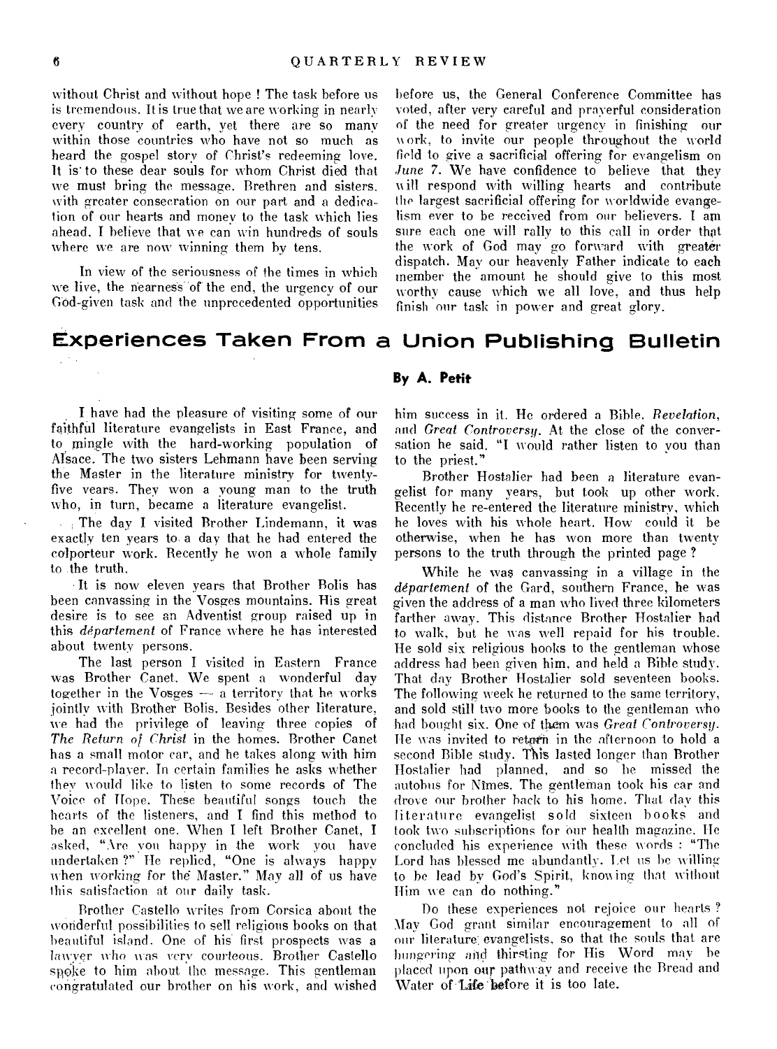without Christ and without hope ! The task before us is tremendous. It is true that we are working in nearly every country of earth, yet there are so many within those countries who have not so much as heard the gospel story of Christ's redeeming love. It is to these dear souls for whom Christ died that we must bring the message. Brethren and sisters, with greater consecration on our part and a dedication of our hearts and money to the task which lies ahead, I believe that we can win hundreds of souls where we are now winning them by tens.

In view of the seriousness of the times in which we live, the nearness of the end, the urgency of our God-given task and the unprecedented opportunities before us, the General Conference Committee has voted, after very careful and prayerful consideration of the need for greater urgency in finishing our work, to invite our people throughout the world field to give a sacrificial offering for evangelism on *June 7*. We have confidence to believe that they will respond with willing hearts and contribute the largest sacrificial offering for worldwide evangelism ever to be received from our believers. I am sure each one will rally to this call in order that the work of God may go forward with greater dispatch. May our heavenly Father indicate to each member the amount he should give to this most worthy cause which we all love, and thus help finish our task in power and great glory.

# Experiences Taken From a Union Publishing Bulletin

**By A. Petit**

I have had the pleasure of visiting some of our faithful literature evangelists in East France, and to mingle with the hard-working population of Alsace. The two sisters Lehmann have been serving the Master in the literature ministry for twenty-five years. They won a young man to the truth who, in turn, became a literature evangelist.

The day I visited Brother Lindemann, it was exactly ten years to a day that he had entered the colporteur work. Recently he won a whole family to the truth.

It is now eleven years that Brother Bolis has been canvassing in the Vosges mountains. His great desire is to see an Adventist group raised up in this *département* of France where he has interested about twenty persons.

The last person I visited in Eastern France was Brother Canet. We spent a wonderful day together in the Vosges — a territory that he works jointly with Brother Bolis. Besides other literature, we had the privilege of leaving three copies of *The Return of Christ* in the homes. Brother Canet has a small motor car, and he takes along with him a record-player. In certain families he asks whether they would like to listen to some records of The Voice of Hope. These beautiful songs touch the hearts of the listeners, and I find this method to be an excellent one. When I left Brother Canet, I asked, "Are you happy in the work you have undertaken ?" He replied, "One is always happy when working for the Master." May all of us have this satisfaction at our daily task.

Brother Castello writes from Corsica about the wonderful possibilities to sell religious books on that beautiful island. One of his first prospects was a lawyer who was very courteous. Brother Castello spoke to him about the message. This gentleman congratulated our brother on his work, and wished him success in it. He ordered a Bible, *Revelation*, and *Great Controversy*. At the close of the conversation he said, "I would rather listen to you than to the priest."

Brother Hostalier had been a literature evangelist for many years, but took up other work. Recently he re-entered the literature ministry, which he loves with his whole heart. How could it be otherwise, when he has won more than twenty persons to the truth through the printed page ?

While he was canvassing in a village in the *département* of the Gard, southern France, he was given the address of a man who lived three kilometers farther away. This distance Brother Hostalier had to walk, but he was well repaid for his trouble. He sold six religious books to the gentleman whose address had been given him, and held a Bible study. That day Brother Hostalier sold seventeen books. The following week he returned to the same territory, and sold still two more books to the gentleman who had bought six. One of them was *Great Controversy*. He was invited to return in the afternoon to hold a second Bible study. This lasted longer than Brother Hostalier had planned, and so he missed the autobus for Nîmes. The gentleman took his car and drove our brother back to his home. That day this literature evangelist sold sixteen books and took two subscriptions for our health magazine. He concluded his experience with these words : "The Lord has blessed me abundantly. Let us be willing to be lead by God's Spirit, knowing that without Him we can do nothing."

Do these experiences not rejoice our hearts ? May God grant similar encouragement to all of our literature evangelists, so that the souls that are hungering and thirsting for His Word may be placed upon our pathway and receive the Bread and Water of Life before it is too late.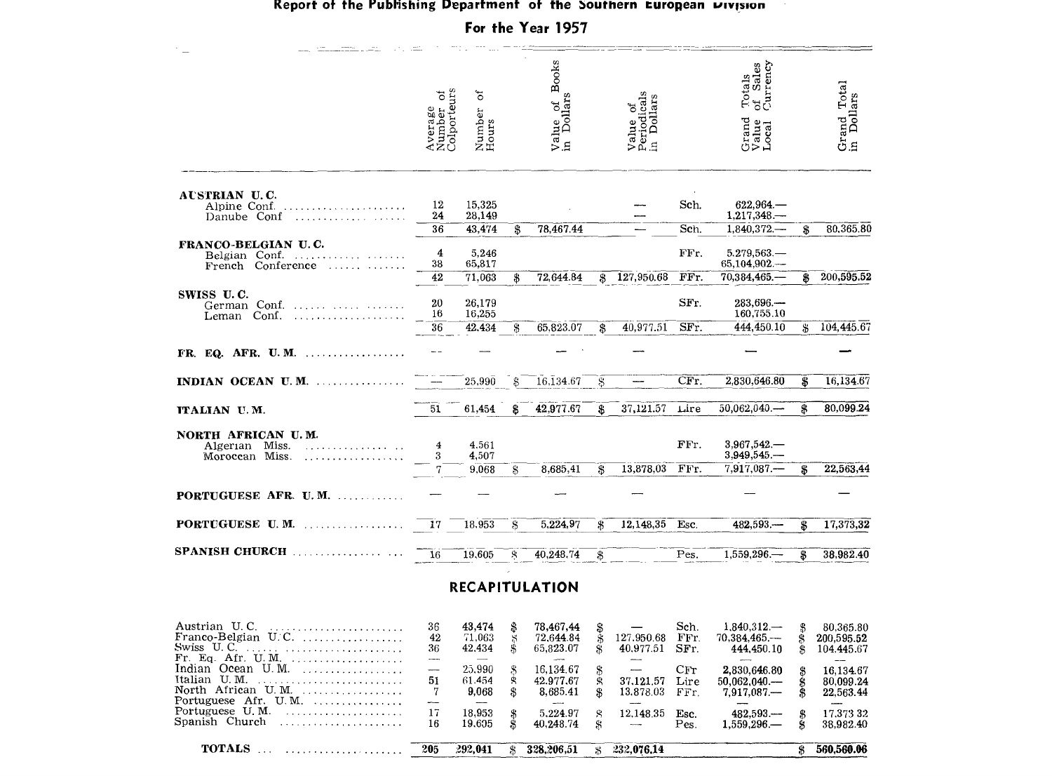## Report of the Publishing Department of the Southern European Division

### For the Year 1957

| | Average Number of Colporteurs | Number of Hours | | Value of Books in Dollars | | Value of Periodicals in Dollars | | Grand Totals Value of Sales Local Currency | | Grand Total in Dollars |
|---|---|---|---|---|---|---|---|---|---|---|
| **AUSTRIAN U.C.** | | | | | | | | | | |
| Alpine Conf. | 12 | 15,325 | | | | — | Sch. | 622,964.— | | |
| Danube Conf | 24 | 28,149 | | | | — | | 1,217,348.— | | |
| | 36 | 43,474 | $ | 78,467.44 | | — | Sch. | 1,840,372.— | $ | 80,365.80 |
| **FRANCO-BELGIAN U.C.** | | | | | | | | | | |
| Belgian Conf. | 4 | 5,246 | | | | | FFr. | 5,279,563.— | | |
| French Conference | 38 | 65,817 | | | | | | 65,104,902.— | | |
| | 42 | 71,063 | $ | 72,644.84 | $ | 127,950.68 | FFr. | 70,384,465.— | $ | 200,595.52 |
| **SWISS U.C.** | | | | | | | | | | |
| German Conf. | 20 | 26,179 | | | | | SFr. | 283,696.— | | |
| Leman Conf. | 16 | 16,255 | | | | | | 160,755.10 | | |
| | 36 | 42,434 | $ | 65,823.07 | $ | 40,977.51 | SFr. | 444,450.10 | $ | 104,445.67 |
| **FR. EQ. AFR. U.M.** | — | — | | — | | — | | — | | — |
| **INDIAN OCEAN U.M.** | — | 25,990 | $ | 16,134.67 | $ | — | CFr. | 2,830,646.80 | $ | 16,134.67 |
| **ITALIAN U.M.** | 51 | 61,454 | $ | 42,977.67 | $ | 37,121.57 | Lire | 50,062,040.— | $ | 80,099.24 |
| **NORTH AFRICAN U.M.** | | | | | | | | | | |
| Algerian Miss. | 4 | 4,561 | | | | | FFr. | 3,967,542.— | | |
| Moroccan Miss. | 3 | 4,507 | | | | | | 3,949,545.— | | |
| | 7 | 9,068 | $ | 8,685.41 | $ | 13,878.03 | FFr. | 7,917,087.— | $ | 22,563.44 |
| **PORTUGUESE AFR. U.M.** | — | — | | — | | — | | — | | — |
| **PORTUGUESE U.M.** | 17 | 18,953 | $ | 5,224.97 | $ | 12,148.35 | Esc. | 482,593.— | $ | 17,373.32 |
| **SPANISH CHURCH** | 16 | 19,605 | $ | 40,248.74 | $ | | Pes. | 1,559,296.— | $ | 38,982.40 |

### RECAPITULATION

| | | | | | | | | | | |
|---|---|---|---|---|---|---|---|---|---|---|
| Austrian U.C. | 36 | 43,474 | $ | 78,467.44 | $ | — | Sch. | 1,840,312.— | $ | 80,365.80 |
| Franco-Belgian U.C. | 42 | 71,063 | $ | 72,644.84 | $ | 127,950.68 | FFr. | 70,384,465.— | $ | 200,595.52 |
| Swiss U.C. | 36 | 42,434 | $ | 65,823.07 | $ | 40,977.51 | SFr. | 444,450.10 | $ | 104,445.67 |
| Fr. Eq. Afr. U.M. | — | — | | — | | — | | — | | — |
| Indian Ocean U.M. | — | 25,990 | $ | 16,134.67 | $ | — | CFr | 2,830,646.80 | $ | 16,134.67 |
| Italian U.M. | 51 | 61,454 | $ | 42,977.67 | $ | 37,121.57 | Lire | 50,062,040.— | $ | 80,099.24 |
| North African U.M. | 7 | 9,068 | $ | 8,685.41 | $ | 13,878.03 | FFr. | 7,917,087.— | $ | 22,563.44 |
| Portuguese Afr. U.M. | — | — | | — | | — | | — | | — |
| Portuguese U.M. | 17 | 18,953 | $ | 5,224.97 | $ | 12,148.35 | Esc. | 482,593.— | $ | 17,373.32 |
| Spanish Church | 16 | 19,605 | $ | 40,248.74 | $ | — | Pes. | 1,559,296.— | $ | 38,982.40 |
| **TOTALS** | 205 | 292,041 | $ | 328,206.51 | $ | 232,076.14 | | | $ | 560,560.06 |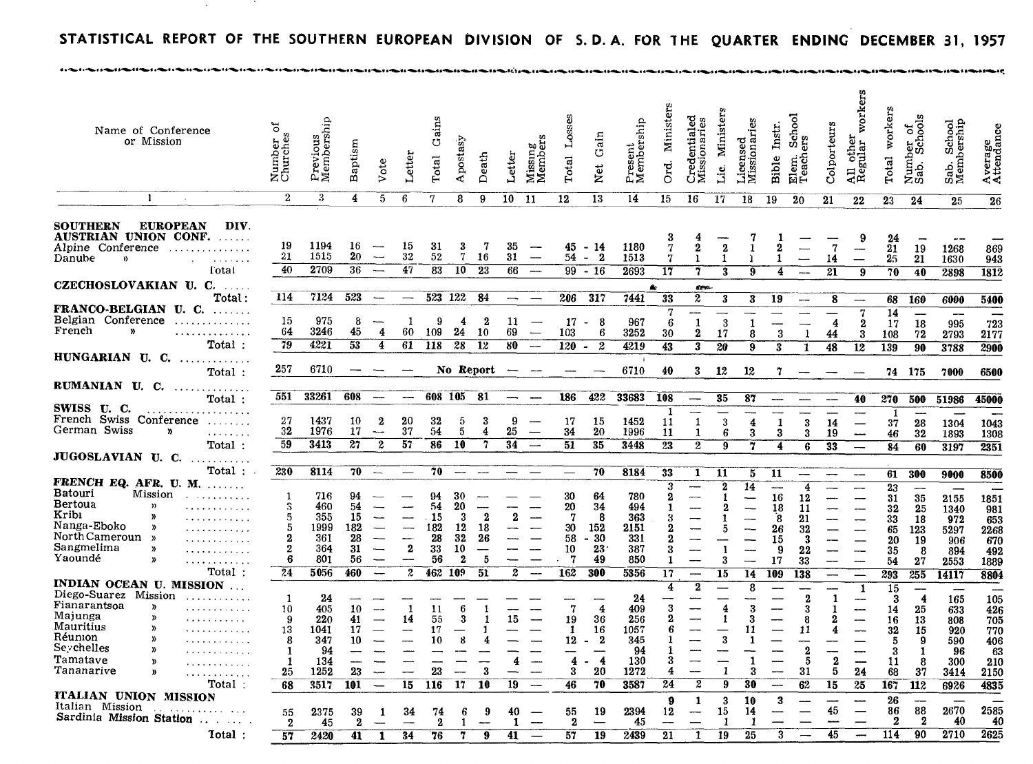## STATISTICAL REPORT OF THE SOUTHERN EUROPEAN DIVISION OF S. D. A. FOR THE QUARTER ENDING DECEMBER 31, 1957

| Name of Conference or Mission | Number of Churches | Previous Membership | Baptism | Vote | Letter | Total Gains | Apostasy | Death | Letter | Missing Members | Total Losses | Net Gain | Present Membership | Ord. Ministers | Credentialed Missionaries | Lic. Ministers | Licensed Missionaries | Bible Instr. | Elem. School Teachers | Colporteurs | All other Regular workers | Total workers | Number of Sab. Schools | Sab. School Membership | Average Attendance |
|---|---|---|---|---|---|---|---|---|---|---|---|---|---|---|---|---|---|---|---|---|---|---|---|---|---|
| 1 | 2 | 3 | 4 | 5 | 6 | 7 | 8 | 9 | 10 | 11 | 12 | 13 | 14 | 15 | 16 | 17 | 18 | 19 | 20 | 21 | 22 | 23 | 24 | 25 | 26 |
| **SOUTHERN EUROPEAN DIV.** | | | | | | | | | | | | | | | | | | | | | | | | | |
| **AUSTRIAN UNION CONF.** | | | | | | | | | | | | | | 3 | 4 | — | 7 | 1 | — | — | 9 | 24 | — | -- | — |
| Alpine Conference | 19 | 1194 | 16 | — | 15 | 31 | 3 | 7 | 35 | — | 45 | - 14 | 1180 | 7 | 2 | 2 | 1 | 2 | — | 7 | — | 21 | 19 | 1268 | 869 |
| Danube » | 21 | 1515 | 20 | — | 32 | 52 | 7 | 16 | 31 | — | 54 | - 2 | 1513 | 7 | 1 | 1 | 1 | 1 | — | 14 | — | 25 | 21 | 1630 | 943 |
| Total | 40 | 2709 | 36 | — | 47 | 83 | 10 | 23 | 66 | — | 99 | - 16 | 2693 | 17 | 7 | 3 | 9 | 4 | — | 21 | 9 | 70 | 40 | 2898 | 1812 |
| **CZECHOSLOVAKIAN U. C.** Total: | 114 | 7124 | 523 | — | — | 523 | 122 | 84 | — | — | 206 | 317 | 7441 | 33 | 2 | 3 | 3 | 19 | — | 8 | — | 68 | 160 | 6000 | 5400 |
| **FRANCO-BELGIAN U. C.** | | | | | | | | | | | | | | 7 | — | — | — | — | — | — | 7 | 14 | — | — | — |
| Belgian Conference | 15 | 975 | 8 | — | 1 | 9 | 4 | 2 | 11 | — | 17 | - 8 | 967 | 6 | 1 | 3 | 1 | — | — | 4 | 2 | 17 | 18 | 995 | 723 |
| French » | 64 | 3246 | 45 | 4 | 60 | 109 | 24 | 10 | 69 | — | 103 | 6 | 3252 | 30 | 2 | 17 | 8 | 3 | 1 | 44 | 3 | 108 | 72 | 2793 | 2177 |
| Total : | 79 | 4221 | 53 | 4 | 61 | 118 | 28 | 12 | 80 | — | 120 | - 2 | 4219 | 43 | 3 | 20 | 9 | 3 | 1 | 48 | 12 | 139 | 90 | 3788 | 2900 |
| **HUNGARIAN U. C.** Total : | 257 | 6710 | — | — | — | No Report | | | — | — | — | — | 6710 | 40 | 3 | 12 | 12 | 7 | — | — | — | 74 | 175 | 7000 | 6500 |
| **RUMANIAN U. C.** Total : | 551 | 33261 | 608 | — | — | 608 | 105 | 81 | — | — | 186 | 422 | 33683 | 108 | — | 35 | 87 | — | — | — | 40 | 270 | 500 | 51986 | 45000 |
| **SWISS U. C.** | | | | | | | | | | | | | | 1 | — | — | — | — | — | — | — | 1 | — | — | — |
| French Swiss Conference | 27 | 1437 | 10 | 2 | 20 | 32 | 5 | 3 | 9 | — | 17 | 15 | 1452 | 11 | 1 | 3 | 4 | 1 | 3 | 14 | — | 37 | 28 | 1304 | 1043 |
| German Swiss » | 32 | 1976 | 17 | — | 37 | 54 | 5 | 4 | 25 | — | 34 | 20 | 1996 | 11 | 1 | 6 | 3 | 3 | 3 | 19 | — | 46 | 32 | 1893 | 1308 |
| Total : | 59 | 3413 | 27 | 2 | 57 | 86 | 10 | 7 | 34 | — | 51 | 35 | 3448 | 23 | 2 | 9 | 7 | 4 | 6 | 33 | — | 84 | 60 | 3197 | 2351 |
| **JUGOSLAVIAN U. C.** Total : | 230 | 8114 | 70 | — | — | 70 | — | — | — | — | — | 70 | 8184 | 33 | 1 | 11 | 5 | 11 | — | — | — | 61 | 300 | 9000 | 8500 |
| **FRENCH EQ. AFR. U. M.** | | | | | | | | | | | | | | 3 | — | 2 | 14 | — | 4 | — | — | 23 | — | — | — |
| Batouri Mission | 1 | 716 | 94 | — | — | 94 | 30 | — | — | — | 30 | 64 | 780 | 2 | — | 1 | — | 16 | 12 | — | — | 31 | 35 | 2155 | 1851 |
| Bertoua » | 3 | 460 | 54 | — | — | 54 | 20 | — | — | — | 20 | 34 | 494 | 1 | — | 2 | — | 18 | 11 | — | — | 32 | 25 | 1340 | 981 |
| Kribi » | 5 | 355 | 15 | — | — | 15 | 3 | 2 | 2 | — | 7 | 8 | 363 | 3 | — | 1 | — | 8 | 21 | — | — | 33 | 18 | 972 | 653 |
| Nanga-Eboko » | 5 | 1999 | 182 | — | — | 182 | 12 | 18 | — | — | 30 | 152 | 2151 | 2 | — | 5 | — | 26 | 32 | — | — | 65 | 123 | 5297 | 2268 |
| North Cameroun » | 2 | 361 | 28 | — | — | 28 | 32 | 26 | — | — | 58 | - 30 | 331 | 2 | — | — | — | 15 | 3 | — | — | 20 | 19 | 906 | 670 |
| Sangmelima » | 2 | 364 | 31 | — | 2 | 33 | 10 | — | — | — | 10 | 23 | 387 | 3 | — | 1 | — | 9 | 22 | — | — | 35 | 8 | 894 | 492 |
| Yaoundé » | 6 | 801 | 56 | — | — | 56 | 2 | 5 | — | — | 7 | 49 | 850 | 1 | — | 3 | — | 17 | 33 | — | — | 54 | 27 | 2553 | 1889 |
| Total : | 24 | 5056 | 460 | — | 2 | 462 | 109 | 51 | 2 | — | 162 | 300 | 5356 | 17 | — | 15 | 14 | 109 | 138 | — | — | 293 | 255 | 14117 | 8804 |
| **INDIAN OCEAN U. MISSION** | | | | | | | | | | | | | | 4 | 2 | — | 8 | — | — | — | 1 | 15 | — | — | — |
| Diego-Suarez Mission | 1 | 24 | — | — | — | — | — | — | — | — | — | — | 24 | — | — | — | — | — | 2 | 1 | — | 3 | 4 | 165 | 105 |
| Fianarantsoa » | 10 | 405 | 10 | — | 1 | 11 | 6 | 1 | — | — | 7 | 4 | 409 | 3 | — | 4 | 3 | — | 3 | 1 | — | 14 | 25 | 633 | 426 |
| Majunga » | 9 | 220 | 41 | — | 14 | 55 | 3 | 1 | 15 | — | 19 | 36 | 256 | 2 | — | 1 | 3 | — | 8 | 2 | — | 16 | 13 | 808 | 705 |
| Mauritius » | 13 | 1041 | 17 | — | — | 17 | — | 1 | — | — | 1 | 16 | 1057 | 6 | — | — | 11 | — | 11 | 4 | — | 32 | 15 | 920 | 770 |
| Réunion » | 8 | 347 | 10 | — | — | 10 | 8 | 4 | — | — | 12 | - 2 | 345 | 1 | — | 3 | 1 | — | — | — | — | 5 | 9 | 590 | 406 |
| Seychelles » | 1 | 94 | — | — | — | — | — | — | — | — | — | — | 94 | 1 | — | — | — | — | 2 | — | — | 3 | 1 | 96 | 63 |
| Tamatave » | 1 | 134 | — | — | — | — | — | — | 4 | — | 4 | - 4 | 130 | 3 | — | — | 1 | — | 5 | 2 | — | 11 | 8 | 300 | 210 |
| Tananarive » | 25 | 1252 | 23 | — | — | 23 | — | 3 | — | — | 3 | 20 | 1272 | 4 | — | 1 | 3 | — | 31 | 5 | 24 | 68 | 37 | 3414 | 2150 |
| Total : | 68 | 3517 | 101 | — | 15 | 116 | 17 | 10 | 19 | — | 46 | 70 | 3587 | 24 | 2 | 9 | 30 | — | 62 | 15 | 25 | 167 | 112 | 6926 | 4835 |
| **ITALIAN UNION MISSION** | | | | | | | | | | | | | | 9 | 1 | 3 | 10 | 3 | — | — | — | 26 | — | — | — |
| Italian Mission | 55 | 2375 | 39 | 1 | 34 | 74 | 6 | 9 | 40 | — | 55 | 19 | 2394 | 12 | — | 15 | 14 | — | — | 45 | — | 86 | 88 | 2670 | 2585 |
| Sardinia Mission Station | 2 | 45 | 2 | — | — | 2 | 1 | — | 1 | — | 2 | — | 45 | — | — | 1 | 1 | — | — | — | — | 2 | 2 | 40 | 40 |
| Total : | 57 | 2420 | 41 | 1 | 34 | 76 | 7 | 9 | 41 | — | 57 | 19 | 2439 | 21 | 1 | 19 | 25 | 3 | — | 45 | — | 114 | 90 | 2710 | 2625 |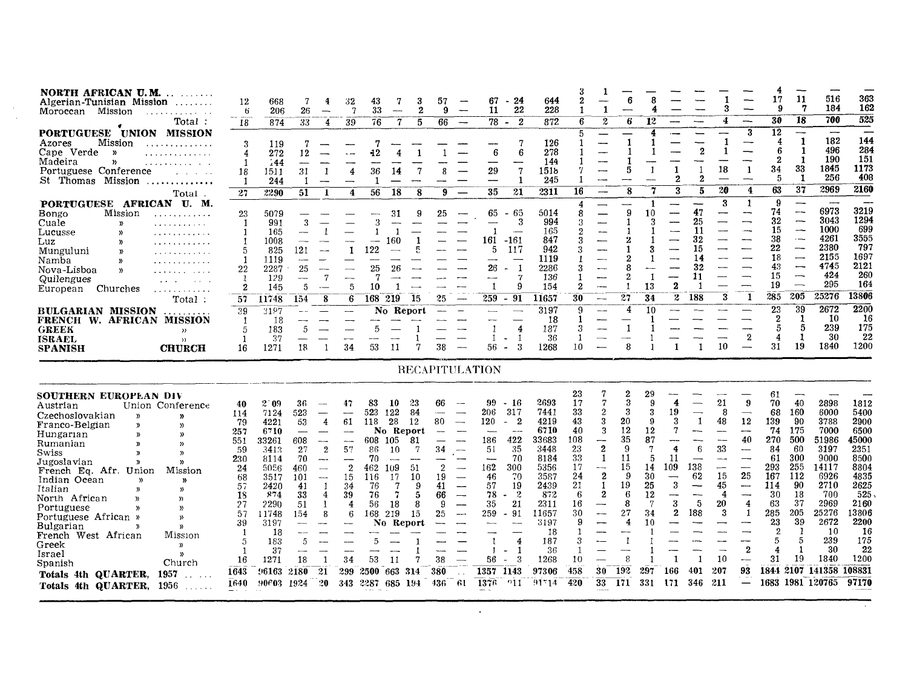| | | | | | | | | | | | | | | | | | | | | | | | | | |
|---|---|---|---|---|---|---|---|---|---|---|---|---|---|---|---|---|---|---|---|---|---|---|---|---|---|
| **NORTH AFRICAN U.M.** | | | | | | | | | | | | | 3 | 1 | — | — | — | — | — | — | 4 | — | — | — |
| Algerian-Tunisian Mission | 12 | 668 | 7 | 4 | 32 | 43 | 7 | 3 | 57 | — | 67 | - 24 | 644 | 2 | — | 6 | 8 | — | — | 1 | — | 17 | 11 | 516 | 363 |
| Moroccan Mission | 6 | 206 | 26 | — | 7 | 33 | — | 2 | 9 | — | 11 | 22 | 228 | 1 | 1 | — | 4 | — | — | 3 | — | 9 | 7 | 184 | 162 |
| Total : | 18 | 874 | 33 | 4 | 39 | 76 | 7 | 5 | 66 | — | 78 | - 2 | 872 | 6 | 2 | 6 | 12 | — | — | 4 | — | 30 | 18 | 700 | 525 |
| **PORTUGUESE UNION MISSION** | | | | | | | | | | | | | 5 | — | — | 4 | — | — | — | 3 | 12 | — | — | — |
| Azores Mission | 3 | 119 | 7 | — | — | 7 | — | — | — | — | — | 7 | 126 | 1 | — | 1 | 1 | — | — | 1 | — | 4 | 1 | 182 | 144 |
| Cape Verde » | 4 | 272 | 12 | — | — | 12 | 4 | 1 | 1 | — | 6 | 6 | 278 | 1 | — | 1 | 1 | — | 2 | 1 | — | 6 | 1 | 496 | 284 |
| Madeira » | 1 | 144 | — | — | — | — | — | — | — | — | — | — | 144 | 1 | — | 1 | — | — | — | — | — | 2 | 1 | 190 | 151 |
| Portuguese Conference | 18 | 1511 | 31 | 1 | 4 | 36 | 14 | 7 | 8 | — | 29 | 7 | 1518 | 7 | — | 5 | 1 | 1 | 1 | 18 | 1 | 34 | 33 | 1845 | 1173 |
| St Thomas Mission | 1 | 244 | 1 | — | — | 1 | — | — | — | — | — | 1 | 245 | 1 | — | — | — | 2 | 2 | — | — | 5 | 1 | 256 | 408 |
| Total . | 27 | 2290 | 51 | 1 | 4 | 56 | 18 | 8 | 9 | — | 35 | 21 | 2311 | 16 | — | 8 | 7 | 3 | 5 | 20 | 4 | 63 | 37 | 2969 | 2160 |
| **PORTUGUESE AFRICAN U. M.** | | | | | | | | | | | | | 4 | — | — | 1 | — | — | 3 | 1 | 9 | — | — | — |
| Bongo Mission | 23 | 5079 | — | — | — | — | 31 | 9 | 25 | — | 65 | - 65 | 5014 | 8 | — | 9 | 10 | — | 47 | — | — | 74 | — | 6973 | 3219 |
| Cuale » | 1 | 991 | 3 | — | — | 3 | — | — | — | — | — | 3 | 994 | 3 | — | 1 | 3 | — | 25 | — | — | 32 | — | 3043 | 1294 |
| Lucusse » | 1 | 165 | — | 1 | — | 1 | 1 | — | — | — | 1 | — | 165 | 2 | — | 1 | 1 | — | 11 | — | — | 15 | — | 1000 | 699 |
| Luz » | 1 | 1008 | — | — | — | — | 160 | 1 | — | — | 161 | -161 | 847 | 3 | — | 2 | 1 | — | 32 | — | — | 38 | — | 4261 | 3555 |
| Munguluni » | 5 | 825 | 121 | — | 1 | 122 | — | 5 | — | — | 5 | 117 | 942 | 3 | — | 1 | 3 | — | 15 | — | — | 22 | — | 2380 | 797 |
| Namba » | 1 | 1119 | — | — | — | — | — | — | — | — | — | — | 1119 | 1 | — | 2 | 1 | — | 14 | — | — | 18 | — | 2155 | 1697 |
| Nova-Lisboa » | 22 | 2287 | 25 | — | — | 25 | 26 | — | — | — | 26 | - 1 | 2286 | 3 | — | 8 | — | — | 32 | — | — | 43 | — | 4745 | 2121 |
| *Quilengues* | 1 | 129 | — | 7 | — | 7 | — | — | — | — | — | 7 | 136 | 1 | — | 2 | 1 | — | 11 | — | — | 15 | — | 424 | 260 |
| European Churches | 2 | 145 | 5 | — | 5 | 10 | 1 | — | — | — | 1 | 9 | 154 | 2 | — | 1 | 13 | 2 | 1 | — | — | 19 | — | 295 | 164 |
| Total : | 57 | 11748 | 154 | 8 | 6 | 168 | 219 | 15 | 25 | — | 259 | - 91 | 11657 | 30 | — | 27 | 34 | 2 | 188 | 3 | 1 | 285 | 205 | 25276 | 13806 |
| **BULGARIAN MISSION** | 39 | 3197 | — | — | — | No Report | | | — | — | — | — | 3197 | 9 | — | 4 | 10 | — | — | — | — | 23 | 39 | 2672 | 2200 |
| **FRENCH W. AFRICAN MISSION** | 1 | 18 | — | — | — | — | — | — | — | — | — | — | 18 | 1 | — | — | 1 | — | — | — | — | 2 | 1 | 10 | 16 |
| **GREEK »** | 5 | 183 | 5 | — | — | 5 | — | 1 | — | — | 1 | 4 | 187 | 3 | — | 1 | 1 | — | — | — | — | 5 | 5 | 239 | 175 |
| **ISRAEL »** | 1 | 37 | — | — | — | — | — | 1 | — | — | 1 | - 1 | 36 | 1 | — | — | 1 | — | — | — | 2 | 4 | 1 | 30 | 22 |
| **SPANISH CHURCH** | 16 | 1271 | 18 | 1 | 34 | 53 | 11 | 7 | 38 | — | 56 | - 3 | 1268 | 10 | — | 8 | 1 | 1 | 1 | 10 | — | 31 | 19 | 1840 | 1200 |

## RECAPITULATION

| | | | | | | | | | | | | | | | | | | | | | | | | | |
|---|---|---|---|---|---|---|---|---|---|---|---|---|---|---|---|---|---|---|---|---|---|---|---|---|---|
| **SOUTHERN EUROPEAN DIV** | | | | | | | | | | | | | 23 | 7 | 2 | 29 | — | — | — | — | 61 | — | — | — |
| Austrian Union Conference | 40 | 2709 | 36 | — | 47 | 83 | 10 | 23 | 66 | — | 99 | - 16 | 2693 | 17 | 7 | 3 | 9 | 4 | — | 21 | 9 | 70 | 40 | 2898 | 1812 |
| Czechoslovakian » » | 114 | 7124 | 523 | — | — | 523 | 122 | 84 | — | — | 206 | 317 | 7441 | 33 | 2 | 3 | 3 | 19 | — | 8 | — | 68 | 160 | 6000 | 5400 |
| Franco-Belgian » » | 79 | 4221 | 53 | 4 | 61 | 118 | 28 | 12 | 80 | — | 120 | - 2 | 4219 | 43 | 3 | 20 | 9 | 3 | 1 | 48 | 12 | 139 | 90 | 3788 | 2900 |
| Hungarian » » | 257 | 6710 | — | — | — | No Report | | | — | — | — | — | 6710 | 40 | 3 | 12 | 12 | 7 | — | — | — | 74 | 175 | 7000 | 6500 |
| Rumanian » » | 551 | 33261 | 608 | — | — | 608 | 105 | 81 | — | — | 186 | 422 | 33683 | 108 | — | 35 | 87 | — | — | — | 40 | 270 | 500 | 51986 | 45000 |
| Swiss » » | 59 | 3413 | 27 | 2 | 57 | 86 | 10 | 7 | 34 | — | 51 | 35 | 3448 | 23 | 2 | 9 | 7 | 4 | 6 | 33 | — | 84 | 60 | 3197 | 2351 |
| Jugoslavian » » | 230 | 8114 | 70 | — | — | 70 | — | — | — | — | — | 70 | 8184 | 33 | 1 | 11 | 5 | 11 | — | — | — | 61 | 300 | 9000 | 8500 |
| French Eq. Afr. Union Mission | 24 | 5056 | 460 | — | 2 | 462 | 109 | 51 | 2 | — | 162 | 300 | 5356 | 17 | — | 15 | 14 | 109 | 138 | — | — | 293 | 255 | 14117 | 8804 |
| Indian Ocean » » | 68 | 3517 | 101 | — | 15 | 116 | 17 | 10 | 19 | — | 46 | 70 | 3587 | 24 | 2 | 9 | 30 | — | 62 | 15 | 25 | 167 | 112 | 6926 | 4835 |
| Italian » » | 57 | 2420 | 41 | 1 | 34 | 76 | 7 | 9 | 41 | — | 57 | 19 | 2439 | 21 | 1 | 19 | 25 | 3 | — | 45 | — | 114 | 90 | 2710 | 2625 |
| North African » » | 18 | 874 | 33 | 4 | 39 | 76 | 7 | 5 | 66 | — | 78 | - 2 | 872 | 6 | 2 | 6 | 12 | — | — | 4 | — | 30 | 18 | 700 | 525 |
| Portuguese » » | 27 | 2290 | 51 | 1 | 4 | 56 | 18 | 8 | 9 | — | 35 | 21 | 2311 | 16 | — | 8 | 7 | 3 | 5 | 20 | 4 | 63 | 37 | 2969 | 2160 |
| Portuguese African » » | 57 | 11748 | 154 | 8 | 6 | 168 | 219 | 15 | 25 | — | 259 | - 91 | 11657 | 30 | — | 27 | 34 | 2 | 188 | 3 | 1 | 285 | 205 | 25276 | 13806 |
| Bulgarian » » | 39 | 3197 | — | — | — | No Report | | | — | — | — | — | 3197 | 9 | — | 4 | 10 | — | — | — | — | 23 | 39 | 2672 | 2200 |
| French West African Mission | 1 | 18 | — | — | — | — | — | — | — | — | — | — | 18 | 1 | — | — | 1 | — | — | — | — | 2 | 1 | 10 | 16 |
| Greek » | 5 | 183 | 5 | — | — | 5 | — | 1 | — | — | 1 | 4 | 187 | 3 | — | 1 | 1 | — | — | — | — | 5 | 5 | 239 | 175 |
| Israel » | 1 | 37 | — | — | — | — | — | 1 | — | — | 1 | - 1 | 36 | 1 | — | — | 1 | — | — | — | 2 | 4 | 1 | 30 | 22 |
| Spanish Church | 16 | 1271 | 18 | 1 | 34 | 53 | 11 | 7 | 38 | — | 56 | - 3 | 1268 | 10 | — | 8 | 1 | 1 | 1 | 10 | — | 31 | 19 | 1840 | 1200 |
| **Totals 4th QUARTER, 1957** | 1643 | 96163 | 2180 | 21 | 299 | 2500 | 663 | 314 | 380 | .. | 1357 | 1143 | 97306 | 458 | 30 | 192 | 297 | 166 | 401 | 207 | 93 | 1844 | 2107 | 141358 | 108831 |
| **Totals 4th QUARTER, 1956** | 1640 | 90603 | 1924 | 20 | 343 | 2287 | 685 | 194 | 436 | 61 | 1376 | 911 | 91514 | 420 | 33 | 171 | 331 | 171 | 346 | 211 | — | 1683 | 1981 | 120765 | 97170 |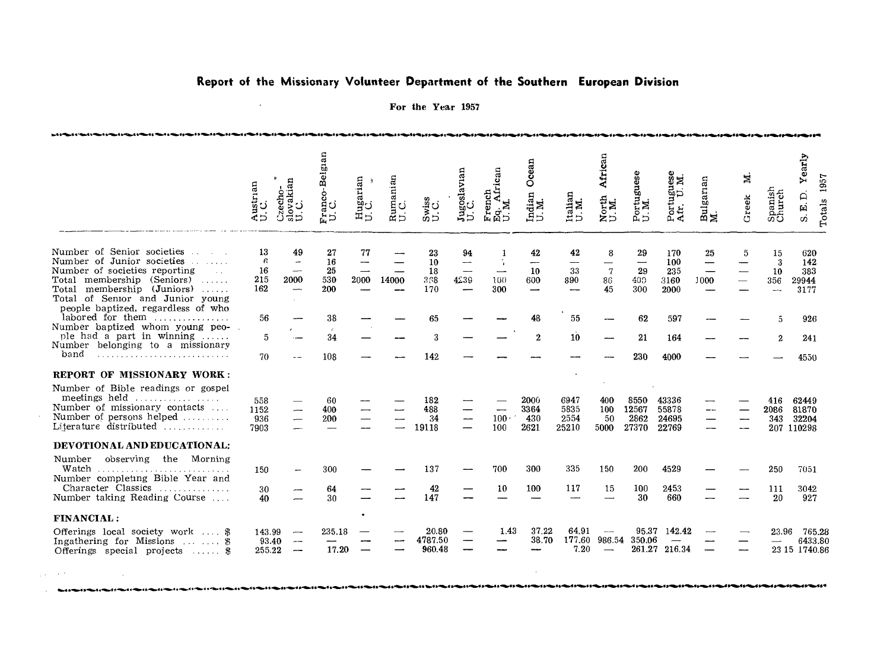## Report of the Missionary Volunteer Department of the Southern European Division

**For the Year 1957**

| | Austrian U.C. | Czecho-slovakian U.C. | Franco-Belgian U.C. | Hugarian U.C. | Rumanian U.C. | Swiss U.C. | Jugoslavian U.C. | French Eq. African U.M. | Indian Ocean U.M. | Italian U.M. | North African U.M. | Portuguese U.M. | Portuguese Afr. U.M. | Bulgarian M. | Greek M. | Spanish Church | S.E.D. Yearly Totals 1957 |
|---|---|---|---|---|---|---|---|---|---|---|---|---|---|---|---|---|---|
| Number of Senior societies | 13 | 49 | 27 | 77 | — | 23 | 94 | 1 | 42 | 42 | 8 | 29 | 170 | 25 | 5 | 15 | 620 |
| Number of Junior societies | 6 | — | 16 | — | — | 10 | — | 7 | — | — | — | — | 100 | — | — | 3 | 142 |
| Number of societies reporting | 16 | — | 25 | — | — | 18 | — | — | 10 | 33 | 7 | 29 | 235 | — | — | 10 | 383 |
| Total membership (Seniors) | 215 | 2000 | 530 | 2000 | 14000 | 368 | 4239 | 100 | 600 | 890 | 86 | 400 | 3160 | 1000 | — | 356 | 29944 |
| Total membership (Juniors) | 162 | — | 200 | — | — | 170 | — | 300 | — | — | 45 | 300 | 2000 | — | — | — | 3177 |
| Total of Senior and Junior young people baptized, regardless of who labored for them | 56 | — | 38 | — | — | 65 | — | — | 48 | 55 | — | 62 | 597 | — | — | 5 | 926 |
| Number baptized whom young people had a part in winning | 5 | — | 34 | — | — | 3 | — | — | 2 | 10 | — | 21 | 164 | — | — | 2 | 241 |
| Number belonging to a missionary band | 70 | — | 108 | — | — | 142 | — | — | — | — | — | 230 | 4000 | — | — | — | 4550 |
| **REPORT OF MISSIONARY WORK:** | | | | | | | | | | | | | | | | | |
| Number of Bible readings or gospel meetings held | 558 | — | 60 | — | — | 182 | — | — | 2006 | 6947 | 400 | 8550 | 43336 | — | — | 416 | 62449 |
| Number of missionary contacts | 1152 | — | 400 | — | — | 488 | — | — | 3364 | 5835 | 100 | 12567 | 55878 | — | — | 2086 | 81870 |
| Number of persons helped | 936 | — | 200 | — | — | 34 | — | 100 | 430 | 2554 | 50 | 2862 | 24695 | — | — | 343 | 32204 |
| Literature distributed | 7903 | — | — | — | — | 19118 | — | 100 | 2621 | 25210 | 5000 | 27370 | 22769 | — | — | 207 | 110298 |
| **DEVOTIONAL AND EDUCATIONAL:** | | | | | | | | | | | | | | | | | |
| Number observing the Morning Watch | 150 | — | 300 | — | — | 137 | — | 700 | 300 | 335 | 150 | 200 | 4529 | — | — | 250 | 7051 |
| Number completing Bible Year and Character Classics | 30 | — | 64 | — | — | 42 | — | 10 | 100 | 117 | 15 | 100 | 2453 | — | — | 111 | 3042 |
| Number taking Reading Course | 40 | — | 30 | — | — | 147 | — | — | — | — | — | 30 | 660 | — | — | 20 | 927 |
| **FINANCIAL:** | | | | | | | | | | | | | | | | | |
| Offerings local society work $ | 143.99 | — | 235.18 | — | — | 20.80 | — | 1.43 | 37.22 | 64.91 | — | 95.37 | 142.42 | — | — | 23.96 | 765.28 |
| Ingathering for Missions $ | 93.40 | — | — | — | — | 4787.50 | — | — | 38.70 | 177.60 | 986.54 | 350.06 | — | — | — | — | 6433.80 |
| Offerings special projects $ | 255.22 | — | 17.20 | — | — | 960.48 | — | — | — | 7.20 | — | 261.27 | 216.34 | — | — | 23.15 | 1740.86 |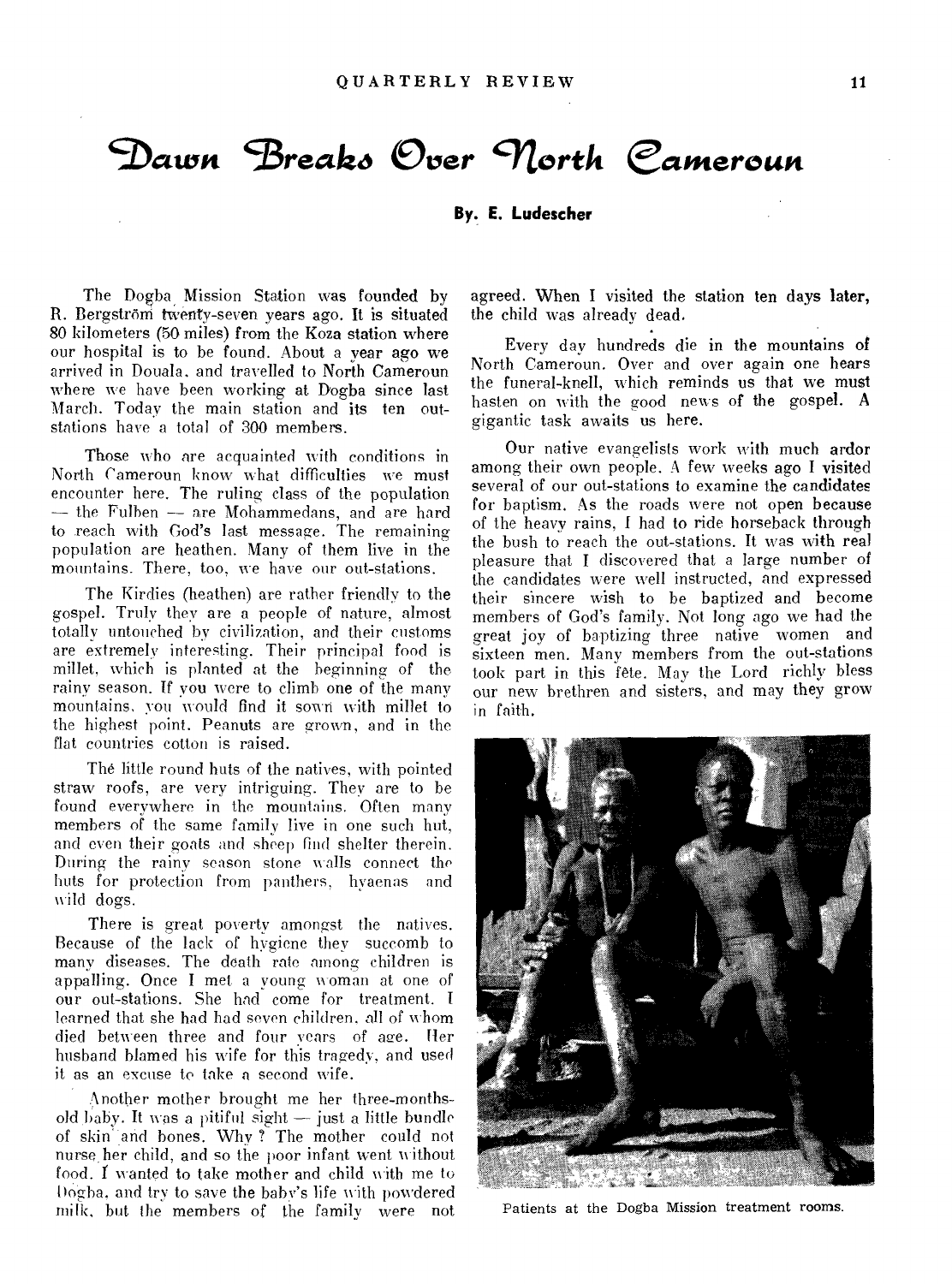# Dawn Breaks Over North Cameroun

**By. E. Ludescher**

The Dogba Mission Station was founded by R. Bergström twenty-seven years ago. It is situated 80 kilometers (50 miles) from the Koza station where our hospital is to be found. About a year ago we arrived in Douala, and travelled to North Cameroun where we have been working at Dogba since last March. Today the main station and its ten out-stations have a total of 300 members.

Those who are acquainted with conditions in North Cameroun know what difficulties we must encounter here. The ruling class of the population — the Fulben — are Mohammedans, and are hard to reach with God's last message. The remaining population are heathen. Many of them live in the mountains. There, too, we have our out-stations.

The Kirdies (heathen) are rather friendly to the gospel. Truly they are a people of nature, almost totally untouched by civilization, and their customs are extremely interesting. Their principal food is millet, which is planted at the beginning of the rainy season. If you were to climb one of the many mountains, you would find it sown with millet to the highest point. Peanuts are grown, and in the flat countries cotton is raised.

The little round huts of the natives, with pointed straw roofs, are very intriguing. They are to be found everywhere in the mountains. Often many members of the same family live in one such hut, and even their goats and sheep find shelter therein. During the rainy season stone walls connect the huts for protection from panthers, hyaenas and wild dogs.

There is great poverty amongst the natives. Because of the lack of hygiene they succomb to many diseases. The death rate among children is appalling. Once I met a young woman at one of our out-stations. She had come for treatment. I learned that she had had seven children, all of whom died between three and four years of age. Her husband blamed his wife for this tragedy, and used it as an excuse to take a second wife.

Another mother brought me her three-months-old baby. It was a pitiful sight — just a little bundle of skin and bones. Why ? The mother could not nurse her child, and so the poor infant went without food. I wanted to take mother and child with me to Dogba, and try to save the baby's life with powdered milk, but the members of the family were not agreed. When I visited the station ten days later, the child was already dead.

Every day hundreds die in the mountains of North Cameroun. Over and over again one hears the funeral-knell, which reminds us that we must hasten on with the good news of the gospel. A gigantic task awaits us here.

Our native evangelists work with much ardor among their own people. A few weeks ago I visited several of our out-stations to examine the candidates for baptism. As the roads were not open because of the heavy rains, I had to ride horseback through the bush to reach the out-stations. It was with real pleasure that I discovered that a large number of the candidates were well instructed, and expressed their sincere wish to be baptized and become members of God's family. Not long ago we had the great joy of baptizing three native women and sixteen men. Many members from the out-stations took part in this fête. May the Lord richly bless our new brethren and sisters, and may they grow in faith.

Patients at the Dogba Mission treatment rooms.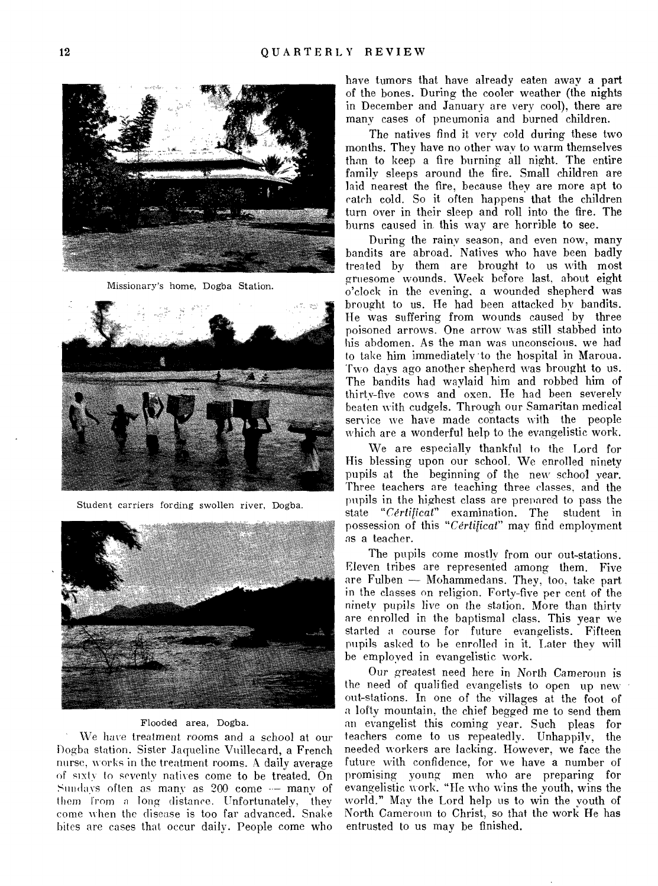Missionary's home, Dogba Station.

Student carriers fording swollen river, Dogba.

Flooded area, Dogba.

We have treatment rooms and a school at our Dogba station. Sister Jaqueline Vuillecard, a French nurse, works in the treatment rooms. A daily average of sixty to seventy natives come to be treated. On Sundays often as many as 200 come — many of them from a long distance. Unfortunately, they come when the disease is too far advanced. Snake bites are cases that occur daily. People come who have tumors that have already eaten away a part of the bones. During the cooler weather (the nights in December and January are very cool), there are many cases of pneumonia and burned children.

The natives find it very cold during these two months. They have no other way to warm themselves than to keep a fire burning all night. The entire family sleeps around the fire. Small children are laid nearest the fire, because they are more apt to catch cold. So it often happens that the children turn over in their sleep and roll into the fire. The burns caused in this way are horrible to see.

During the rainy season, and even now, many bandits are abroad. Natives who have been badly treated by them are brought to us with most gruesome wounds. Week before last, about eight o'clock in the evening, a wounded shepherd was brought to us. He had been attacked by bandits. He was suffering from wounds caused by three poisoned arrows. One arrow was still stabbed into his abdomen. As the man was unconscious, we had to take him immediately to the hospital in Maroua. Two days ago another shepherd was brought to us. The bandits had waylaid him and robbed him of thirty-five cows and oxen. He had been severely beaten with cudgels. Through our Samaritan medical service we have made contacts with the people which are a wonderful help to the evangelistic work.

We are especially thankful to the Lord for His blessing upon our school. We enrolled ninety pupils at the beginning of the new school year. Three teachers are teaching three classes, and the pupils in the highest class are prepared to pass the state "*Cértificat*" examination. The student in possession of this "*Cértificat*" may find employment as a teacher.

The pupils come mostly from our out-stations. Eleven tribes are represented among them. Five are Fulben — Mohammedans. They, too, take part in the classes on religion. Forty-five per cent of the ninety pupils live on the station. More than thirty are enrolled in the baptismal class. This year we started a course for future evangelists. Fifteen pupils asked to be enrolled in it. Later they will be employed in evangelistic work.

Our greatest need here in North Cameroun is the need of qualified evangelists to open up new out-stations. In one of the villages at the foot of a lofty mountain, the chief begged me to send them an evangelist this coming year. Such pleas for teachers come to us repeatedly. Unhappily, the needed workers are lacking. However, we face the future with confidence, for we have a number of promising young men who are preparing for evangelistic work. "He who wins the youth, wins the world." May the Lord help us to win the youth of North Cameroun to Christ, so that the work He has entrusted to us may be finished.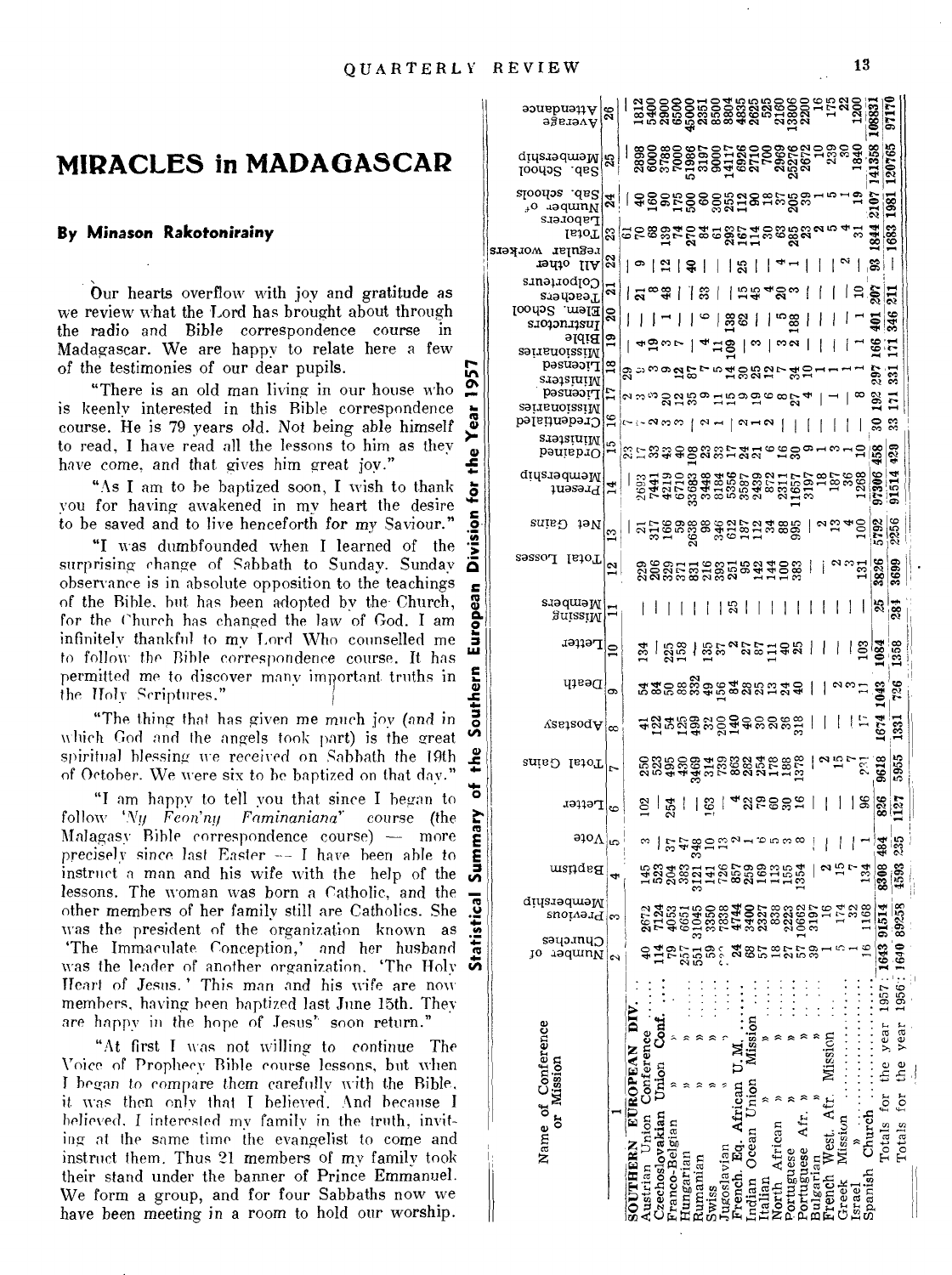# MIRACLES in MADAGASCAR

**By Minason Rakotonirainy**

Our hearts overflow with joy and gratitude as we review what the Lord has brought about through the radio and Bible correspondence course in Madagascar. We are happy to relate here a few of the testimonies of our dear pupils.

"There is an old man living in our house who is keenly interested in this Bible correspondence course. He is 79 years old. Not being able himself to read, I have read all the lessons to him as they have come, and that gives him great joy."

"As I am to be baptized soon, I wish to thank you for having awakened in my heart the desire to be saved and to live henceforth for my Saviour."

"I was dumbfounded when I learned of the surprising change of Sabbath to Sunday. Sunday observance is in absolute opposition to the teachings of the Bible, but has been adopted by the Church, for the Church has changed the law of God. I am infinitely thankful to my Lord Who counselled me to follow the Bible correspondence course. It has permitted me to discover many important truths in the Holy Scriptures."

"The thing that has given me much joy (and in which God and the angels took part) is the great spiritual blessing we received on Sabbath the 19th of October. We were six to be baptized on that day."

"I am happy to tell you that since I began to follow '*Ny Feon'ny Faminaniana*' course (the Malagasy Bible correspondence course) — more precisely since last Easter — I have been able to instruct a man and his wife with the help of the lessons. The woman was born a Catholic, and the other members of her family still are Catholics. She was the president of the organization known as 'The Immaculate Conception,' and her husband was the leader of another organization, 'The Holy Heart of Jesus.' This man and his wife are now members, having been baptized last June 15th. They are happy in the hope of Jesus' soon return."

"At first I was not willing to continue The Voice of Prophecy Bible course lessons, but when I began to compare them carefully with the Bible, it was then only that I believed. And because I believed, I interested my family in the truth, inviting at the same time the evangelist to come and instruct them. Thus 21 members of my family took their stand under the banner of Prince Emmanuel. We form a group, and for four Sabbaths now we have been meeting in a room to hold our worship.

## Statistical Summary of the Southern European Division for the Year 1957

| Name of Conference or Mission | Number of Churches | Previous Membership | Baptism | Vote | Letter | Total Gains | Apostasy | Death | Letter | Missing Members | Total Losses | Net Gains | Present Membership | Ordained Ministers | Credentialed Missionaries | Licensed Ministers | Licensed Missionaries | Bible Instructors | Elem. School Teachers | Colporteurs | All other regular workers | Total Laborers | Number of Sab. schools | Sab. School Membership | Average Attendance |
|---|---|---|---|---|---|---|---|---|---|---|---|---|---|---|---|---|---|---|---|---|---|---|---|---|---|
| 1 | 2 | 3 | 4 | 5 | 6 | 7 | 8 | 9 | 10 | 11 | 12 | 13 | 14 | 15 | 16 | 17 | 18 | 19 | 20 | 21 | 22 | 23 | 24 | 25 | 26 |
| SOUTHERN EUROPEAN DIV. | | | | | | | | | | | | | | 23 | 7 | 2 | 29 | — | — | — | — | 61 | | | |
| Austrian Union Conference | 40 | 2672 | 145 | 3 | 102 | 250 | 41 | 54 | 134 | — | 229 | 21 | 2693 | 17 | 7 | 3 | 9 | 4 | — | 21 | 9 | 70 | 40 | 2898 | 1812 |
| Czechoslovakian Union Conf. | 114 | 7124 | 523 | — | — | 523 | 122 | 84 | — | — | 206 | 317 | 7441 | 33 | 2 | 3 | 3 | 19 | — | 8 | — | 68 | 160 | 6000 | 5400 |
| Franco-Belgian » » | 79 | 4053 | 204 | 37 | 254 | 495 | 54 | 50 | 225 | — | 329 | 166 | 4219 | 43 | 3 | 20 | 9 | 3 | 1 | 48 | 12 | 139 | 90 | 3788 | 2900 |
| Hungarian » » | 257 | 6651 | 383 | 47 | — | 430 | 125 | 88 | 158 | — | 371 | 59 | 6710 | 40 | 3 | 12 | 12 | 7 | — | — | — | 74 | 175 | 7000 | 6500 |
| Rumanian » » | 551 | 31045 | 3121 | 348 | — | 3469 | 499 | 332 | — | — | 831 | 2638 | 33683 | 108 | — | 35 | 87 | — | — | — | 40 | 270 | 500 | 51986 | 45000 |
| Swiss » » | 59 | 3350 | 141 | 10 | 163 | 314 | 32 | 49 | 135 | — | 216 | 98 | 3448 | 23 | 2 | 9 | 7 | 4 | 6 | 33 | — | 84 | 60 | 3197 | 2351 |
| Jugoslavian » » | 212 | 7338 | 726 | 13 | — | 739 | 200 | 156 | 37 | — | 393 | 346 | 7684 | 33 | 1 | 11 | 5 | 11 | — | — | — | 61 | 300 | 9000 | 8500 |
| French Eq. African U.M. | 24 | 4744 | 857 | 2 | 4 | 863 | 140 | 84 | 2 | 25 | 251 | 612 | 5356 | 17 | — | 15 | 14 | 109 | 138 | — | — | 293 | 255 | 14117 | 8804 |
| Indian Ocean Union Mission | 68 | 3400 | 259 | 1 | 22 | 282 | 40 | 28 | 27 | — | 95 | 187 | 3587 | 24 | 2 | 9 | 30 | — | 62 | 15 | 25 | 167 | 112 | 6926 | 4835 |
| Italian » » | 57 | 2327 | 169 | 6 | 79 | 254 | 30 | 25 | 87 | — | 142 | 112 | 2439 | 21 | 1 | 19 | 25 | 3 | — | 45 | — | 114 | 90 | 2710 | 2625 |
| North African » » | 18 | 838 | 113 | 5 | 60 | 178 | 20 | 13 | 111 | — | 144 | 34 | 872 | 6 | 2 | 6 | 12 | — | — | 4 | — | 30 | 18 | 700 | 525 |
| Portuguese » » | 27 | 2223 | 155 | 3 | 30 | 188 | 36 | 24 | 40 | — | 100 | 88 | 2311 | 16 | — | 8 | 7 | 3 | 5 | 20 | 4 | 63 | 37 | 2969 | 2160 |
| Portuguese Afr. » | 75 | 10662 | 1354 | 8 | 16 | 1378 | 318 | 40 | 25 | — | 383 | 995 | 11657 | 30 | — | 27 | 34 | 2 | 188 | 3 | 1 | 285 | 205 | 25276 | 13806 |
| Bulgarian » | 39 | 3197 | — | — | — | — | — | — | — | — | — | — | 3197 | 9 | — | 4 | 10 | — | — | — | — | 23 | 39 | 2672 | 2200 |
| French West. Afr. Mission | 1 | 16 | 2 | — | — | 2 | — | — | — | — | — | 2 | 18 | 1 | — | — | 1 | — | — | — | — | 2 | 1 | 10 | 16 |
| Greek Mission | 5 | 174 | 15 | — | — | 15 | — | 2 | — | — | 2 | 13 | 187 | 3 | — | 1 | 1 | — | — | — | — | 5 | 5 | 239 | 175 |
| Israel » | 1 | 32 | 7 | — | — | 7 | — | 3 | — | — | 3 | 4 | 36 | 1 | — | — | 1 | — | — | — | 2 | 4 | 1 | 30 | 22 |
| Spanish Church | 16 | 1168 | 134 | 1 | 96 | 231 | 17 | 11 | 103 | — | 131 | 100 | 1268 | 10 | — | 8 | 1 | 1 | 1 | 10 | — | 31 | 19 | 1840 | 1200 |
| Totals for the year 1957 | 1643 | 91514 | 8308 | 484 | 826 | 9618 | 1674 | 1043 | 1084 | 25 | 3826 | 5792 | 97306 | 458 | 30 | 192 | 297 | 166 | 401 | 207 | 93 | 1844 | 2107 | 141358 | 108831 |
| Totals for the year 1956 | 1640 | 89258 | 4593 | 235 | 1127 | 5955 | 1331 | 726 | 1358 | 284 | 3699 | 2256 | 91514 | 429 | 33 | 171 | 331 | 171 | 346 | 211 | — | 1683 | 1981 | 120765 | 97170 |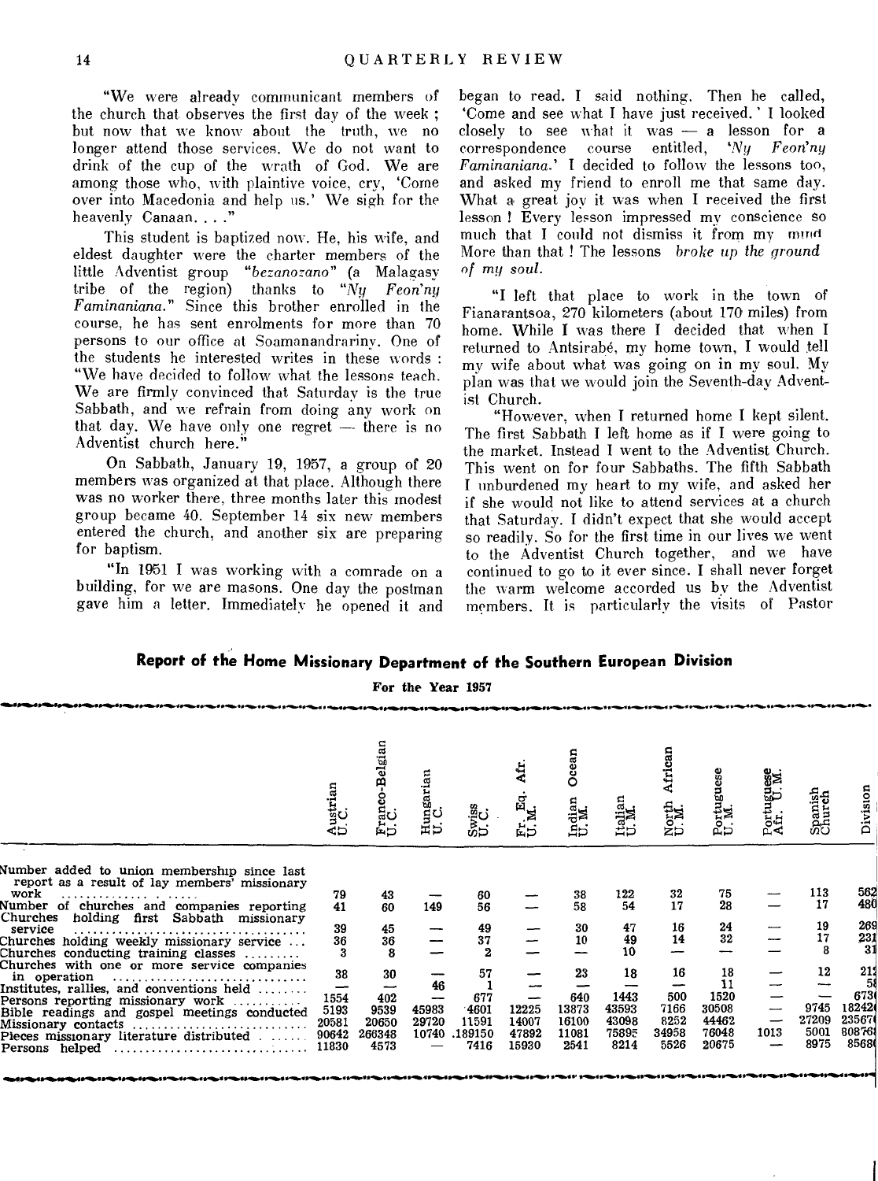"We were already communicant members of the church that observes the first day of the week; but now that we know about the truth, we no longer attend those services. We do not want to drink of the cup of the wrath of God. We are among those who, with plaintive voice, cry, 'Come over into Macedonia and help us.' We sigh for the heavenly Canaan. . . ."

This student is baptized now. He, his wife, and eldest daughter were the charter members of the little Adventist group "*bezanozano*" (a Malagasy tribe of the region) thanks to "*Ny Feon'ny Faminaniana.*" Since this brother enrolled in the course, he has sent enrolments for more than 70 persons to our office at Soamanandrariny. One of the students he interested writes in these words: "We have decided to follow what the lessons teach. We are firmly convinced that Saturday is the true Sabbath, and we refrain from doing any work on that day. We have only one regret — there is no Adventist church here."

On Sabbath, January 19, 1957, a group of 20 members was organized at that place. Although there was no worker there, three months later this modest group became 40. September 14 six new members entered the church, and another six are preparing for baptism.

"In 1951 I was working with a comrade on a building, for we are masons. One day the postman gave him a letter. Immediately he opened it and began to read. I said nothing. Then he called, 'Come and see what I have just received.' I looked closely to see what it was — a lesson for a correspondence course entitled, '*Ny Feon'ny Faminaniana.*' I decided to follow the lessons too, and asked my friend to enroll me that same day. What a great joy it was when I received the first lesson! Every lesson impressed my conscience so much that I could not dismiss it from my mind. More than that! The lessons *broke up the ground of my soul.*

"I left that place to work in the town of Fianarantsoa, 270 kilometers (about 170 miles) from home. While I was there I decided that when I returned to Antsirabé, my home town, I would tell my wife about what was going on in my soul. My plan was that we would join the Seventh-day Adventist Church.

"However, when I returned home I kept silent. The first Sabbath I left home as if I were going to the market. Instead I went to the Adventist Church. This went on for four Sabbaths. The fifth Sabbath I unburdened my heart to my wife, and asked her if she would not like to attend services at a church that Saturday. I didn't expect that she would accept so readily. So for the first time in our lives we went to the Adventist Church together, and we have continued to go to it ever since. I shall never forget the warm welcome accorded us by the Adventist members. It is particularly the visits of Pastor

## Report of the Home Missionary Department of the Southern European Division

For the Year 1957

| | Austrian U.C. | Franco-Belgian U.C. | Hungarian U.C. | Swiss U.C. | Fr. Eq. Afr. U.M. | Indian Ocean U.M. | Italian U.M. | North African U.M. | Portuguese U.M. | Portuguese Afr. U.M. | Spanish Church | Division |
|---|---|---|---|---|---|---|---|---|---|---|---|---|
| Number added to union membership since last report as a result of lay members' missionary work | 79 | 43 | — | 60 | — | 38 | 122 | 32 | 75 | — | 113 | 562 |
| Number of churches and companies reporting | 41 | 60 | 149 | 56 | — | 58 | 54 | 17 | 28 | — | 17 | 480 |
| Churches holding first Sabbath missionary service | 39 | 45 | — | 49 | — | 30 | 47 | 16 | 24 | — | 19 | 269 |
| Churches holding weekly missionary service | 36 | 36 | — | 37 | — | 10 | 49 | 14 | 32 | — | 17 | 231 |
| Churches conducting training classes | 3 | 8 | — | 2 | — | — | 10 | — | — | — | 8 | 31 |
| Churches with one or more service companies in operation | 38 | 30 | — | 57 | — | 23 | 18 | 16 | 18 | — | 12 | 212 |
| Institutes, rallies, and conventions held | — | — | 46 | 1 | — | — | — | — | 11 | — | — | 58 |
| Persons reporting missionary work | 1554 | 402 | — | 677 | — | 640 | 1443 | 500 | 1520 | — | — | 6736 |
| Bible readings and gospel meetings conducted | 5193 | 9539 | 45983 | 4601 | 12225 | 13873 | 43593 | 7166 | 30508 | — | 9745 | 182426 |
| Missionary contacts | 20581 | 20650 | 29720 | 11591 | 14007 | 16100 | 43098 | 8252 | 44462 | — | 27209 | 235670 |
| Pieces missionary literature distributed | 90642 | 266348 | 10740 | 189150 | 47892 | 11081 | 75895 | 34958 | 76048 | 1013 | 5001 | 808768 |
| Persons helped | 11830 | 4573 | — | 7416 | 15930 | 2541 | 8214 | 5526 | 20675 | — | 8975 | 85680 |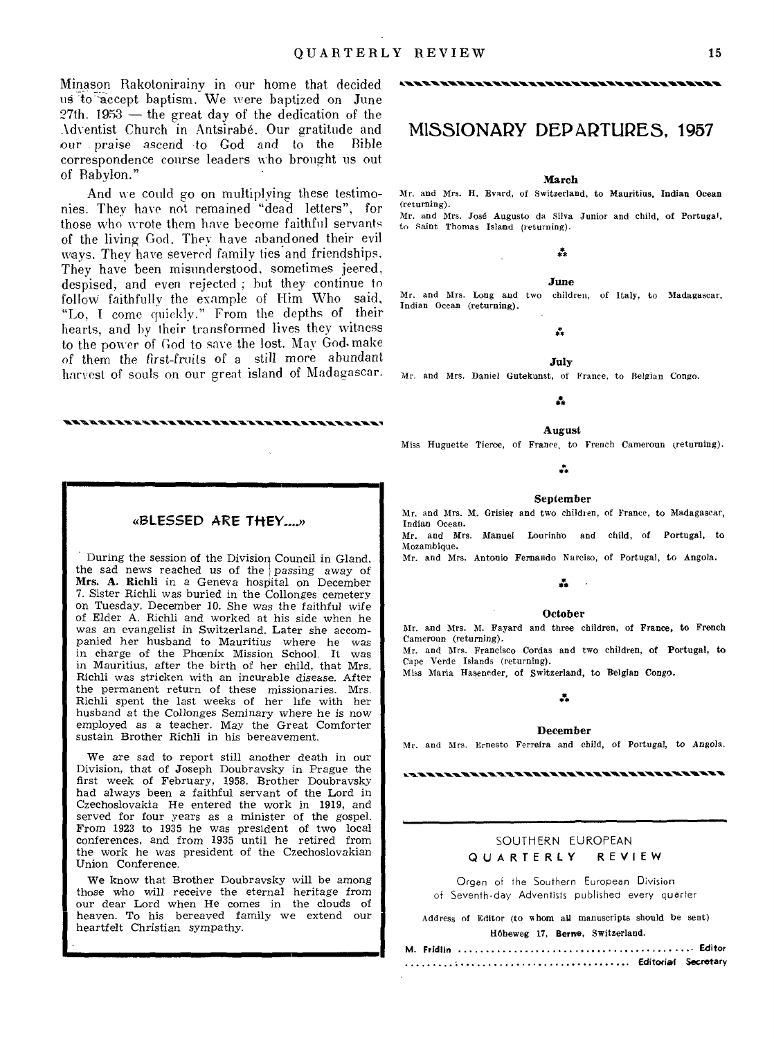Minason Rakotonirainy in our home that decided us to accept baptism. We were baptized on June 27th. 1953 — the great day of the dedication of the Adventist Church in Antsirabé. Our gratitude and our praise ascend to God and to the Bible correspondence course leaders who brought us out of Babylon."

And we could go on multiplying these testimonies. They have not remained "dead letters", for those who wrote them have become faithful servants of the living God. They have abandoned their evil ways. They have severed family ties and friendships. They have been misunderstood, sometimes jeered, despised, and even rejected ; but they continue to follow faithfully the example of Him Who said, "Lo, I come quickly." From the depths of their hearts, and by their transformed lives they witness to the power of God to save the lost. May God make of them the first-fruits of a still more abundant harvest of souls on our great island of Madagascar.

## «BLESSED ARE THEY....»

During the session of the Division Council in Gland, the sad news reached us of the passing away of **Mrs. A. Richli** in a Geneva hospital on December 7. Sister Richli was buried in the Collonges cemetery on Tuesday, December 10. She was the faithful wife of Elder A. Richli and worked at his side when he was an evangelist in Switzerland. Later she accompanied her husband to Mauritius where he was in charge of the Phœnix Mission School. It was in Mauritius, after the birth of her child, that Mrs. Richli was stricken with an incurable disease. After the permanent return of these missionaries. Mrs. Richli spent the last weeks of her life with her husband at the Collonges Seminary where he is now employed as a teacher. May the Great Comforter sustain Brother Richli in his bereavement.

We are sad to report still another death in our Division, that of Joseph Doubravsky in Prague the first week of February, 1958. Brother Doubravsky had always been a faithful servant of the Lord in Czechoslovakia He entered the work in 1919, and served for four years as a minister of the gospel. From 1923 to 1935 he was president of two local conferences, and from 1935 until he retired from the work he was president of the Czechoslovakian Union Conference.

We know that Brother Doubravsky will be among those who will receive the eternal heritage from our dear Lord when He comes in the clouds of heaven. To his bereaved family we extend our heartfelt Christian sympathy.

# MISSIONARY DEPARTURES, 1957

### March

Mr. and Mrs. H. Evard, of Switzerland, to Mauritius, Indian Ocean (returning).

Mr. and Mrs. José Augusto da Silva Junior and child, of Portugal, to Saint Thomas Island (returning).

### June

Mr. and Mrs. Long and two children, of Italy, to Madagascar, Indian Ocean (returning).

### July

Mr. and Mrs. Daniel Gutekunst, of France, to Belgian Congo.

### August

Miss Huguette Tierce, of France, to French Cameroun (returning).

### September

Mr. and Mrs. M. Grisier and two children, of France, to Madagascar, Indian Ocean.

Mr. and Mrs. Manuel Lourinho and child, of Portugal, to Mozambique.

Mr. and Mrs. Antonio Fernando Narciso, of Portugal, to Angola.

### October

Mr. and Mrs. M. Fayard and three children, of France, to French Cameroun (returning).

Mr. and Mrs. Francisco Cordas and two children, of Portugal, to Cape Verde Islands (returning).

Miss Maria Haseneder, of Switzerland, to Belgian Congo.

### December

Mr. and Mrs. Ernesto Ferreira and child, of Portugal, to Angola.

SOUTHERN EUROPEAN
QUARTERLY REVIEW

Organ of the Southern European Division of Seventh-day Adventists published every quarter

Address of Editor (to whom all manuscripts should be sent)
Höheweg 17, Berne, Switzerland.

M. Fridlin ........................................ Editor
........................................ Editorial Secretary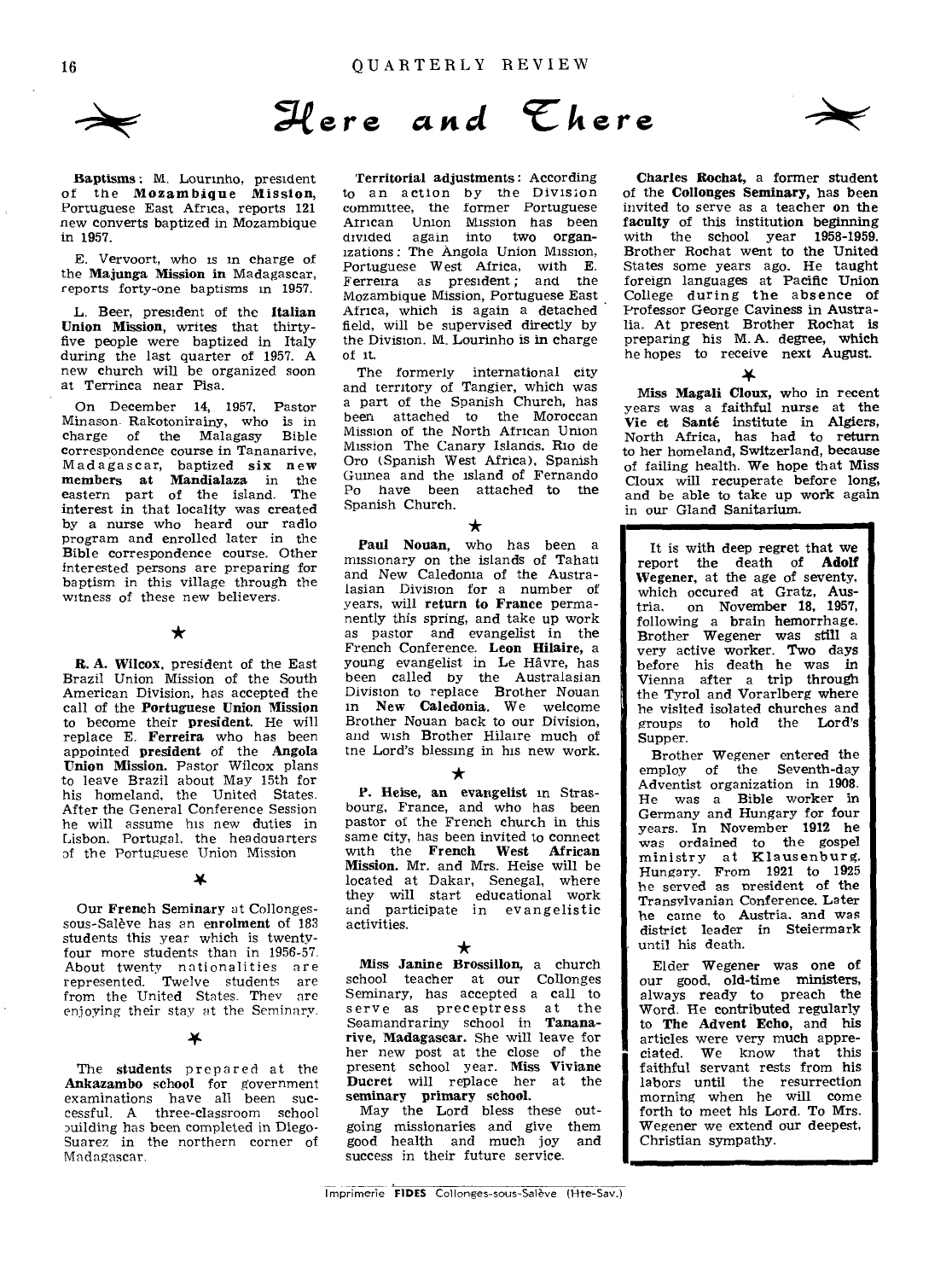# Here and There

**Baptisms**: M. Lourinho, president of the **Mozambique Mission**, Portuguese East Africa, reports 121 new converts baptized in Mozambique in 1957.

E. Vervoort, who is in charge of the **Majunga Mission in** Madagascar, reports forty-one baptisms in 1957.

L. Beer, president of the **Italian Union Mission**, writes that thirty-five people were baptized in Italy during the last quarter of 1957. A new church will be organized soon at Terrinca near Pisa.

On December 14, 1957, Pastor Minason Rakotonirainy, who is in charge of the Malagasy Bible correspondence course in Tananarive, Madagascar, baptized **six new members at Mandialaza** in the eastern part of the island. The interest in that locality was created by a nurse who heard our radio program and enrolled later in the Bible correspondence course. Other interested persons are preparing for baptism in this village through the witness of these new believers.

★

**R. A. Wilcox**, president of the East Brazil Union Mission of the South American Division, has accepted the call of the **Portuguese Union Mission** to become their **president**. He will replace E. **Ferreira** who has been appointed **president** of the **Angola Union Mission**. Pastor Wilcox plans to leave Brazil about May 15th for his homeland, the United States. After the General Conference Session he will assume his new duties in Lisbon, Portugal, the headquarters of the Portuguese Union Mission

★

Our **French** Seminary at Collonges-sous-Salève has an **enrolment** of 183 students this year which is twenty-four more students than in 1956-57. About twenty nationalities are represented. Twelve students are from the United States. They are enjoying their stay at the Seminary.

★

The **students** prepared at the **Ankazambo school** for government examinations have all been successful. A three-classroom school building has been completed in Diego-Suarez in the northern corner of Madagascar.

**Territorial adjustments**: According to an action by the Division committee, the former Portuguese African Union Mission has been divided again into two organizations: The Angola Union Mission, Portuguese West Africa, with E. Ferreira as president; and the Mozambique Mission, Portuguese East Africa, which is again a detached field, will be supervised directly by the Division. M. Lourinho is in charge of it.

The formerly international city and territory of Tangier, which was a part of the Spanish Church, has been attached to the Moroccan Mission of the North African Union Mission The Canary Islands, Rio de Oro (Spanish West Africa), Spanish Guinea and the island of Fernando Po have been attached to the Spanish Church.

★

**Paul Nouan**, who has been a missionary on the islands of Tahiti and New Caledonia of the Australasian Division for a number of years, will **return to France** permanently this spring, and take up work as pastor and evangelist in the French Conference. **Leon Hilaire**, a young evangelist in Le Hâvre, has been called by the Australasian Division to replace Brother Nouan in **New Caledonia**. We welcome Brother Nouan back to our Division, and wish Brother Hilaire much of the Lord's blessing in his new work.

★

**P. Heise, an evangelist** in Strasbourg, France, and who has been pastor of the French church in this same city, has been invited to connect with the **French West African Mission.** Mr. and Mrs. Heise will be located at Dakar, Senegal, where they will start educational work and participate in evangelistic activities.

★

**Miss Janine Brossillon,** a church school teacher at our Collonges Seminary, has accepted a call to serve as preceptress at the Soamandrariny school in **Tananarive, Madagascar.** She will leave for her new post at the close of the present school year. **Miss Viviane Ducret** will replace her at the **seminary primary school.**

May the Lord bless these outgoing missionaries and give them good health and much joy and success in their future service.

**Charles Rochat,** a former student of the **Collonges Seminary,** has been invited to serve as a teacher **on the faculty** of this institution beginning with the school year 1958-1959. Brother Rochat went to the United States some years ago. He taught foreign languages at Pacific Union College during the absence of Professor George Caviness in Australia. At present Brother Rochat is preparing his M. A. degree, which he hopes to receive next August.

★

**Miss Magali Cloux,** who in recent years was a faithful nurse at the **Vie et Santé** institute in **Algiers,** North Africa, has had to **return** to her homeland, **Switzerland,** because of failing health. We hope that Miss Cloux will recuperate before long, and be able to take up work again in our Gland Sanitarium.

It is with deep regret that we report the death of **Adolf Wegener,** at the age of seventy, which occured at Gratz, Austria, on **November 18, 1957,** following a brain hemorrhage. Brother Wegener was still a very active worker. Two days before his death he was in Vienna after a trip through the Tyrol and Vorarlberg where he visited isolated churches and groups to hold the Lord's Supper.

Brother Wegener entered the employ of the Seventh-day Adventist organization in 1908. He was a Bible worker in Germany and Hungary for four years. In November 1912 he was ordained to the gospel ministry at Klausenburg, Hungary. From 1921 to 1925 he served as president of the Transylvanian Conference. Later he came to Austria, and was district leader in Steiermark until his death.

Elder Wegener was one of our good, old-time ministers, always ready to preach the Word. He contributed regularly to **The Advent Echo,** and his articles were very much appreciated. We know that this faithful servant rests from his labors until the resurrection morning when he will come forth to meet his Lord. To Mrs. Wegener we extend our deepest, Christian sympathy.

Imprimerie **FIDES** Collonges-sous-Salève (Hte-Sav.)